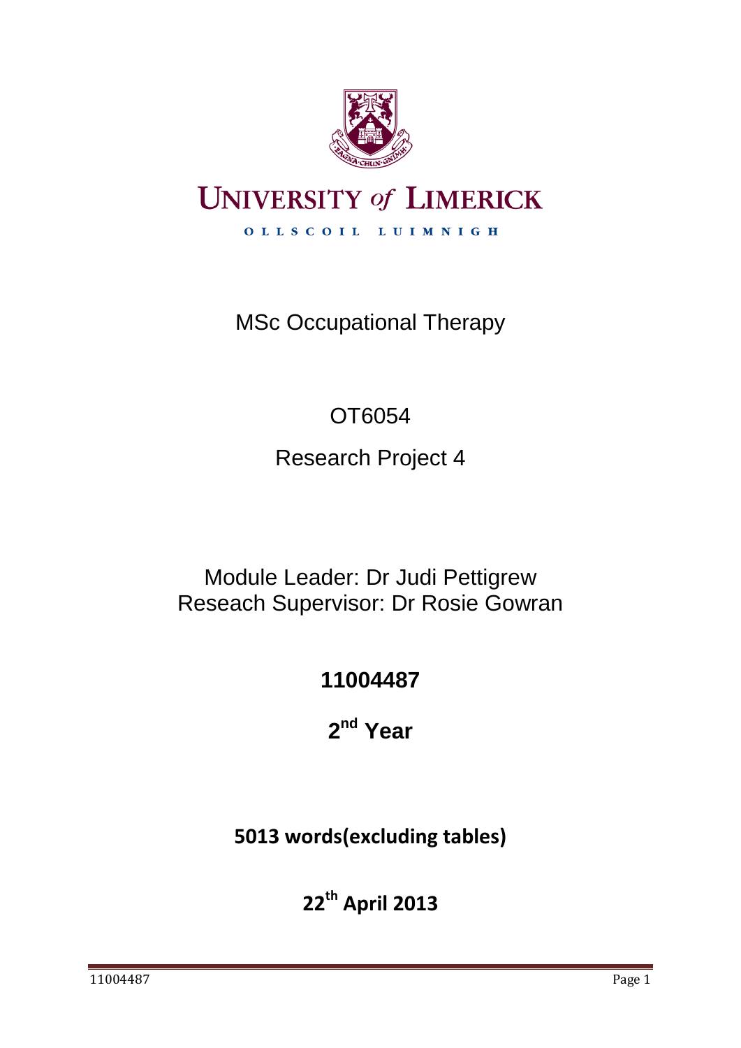UNIVERSITY *of* LIMERICK

OLLSCOIL LUIMNIGH

MSc Occupational Therapy

OT6054

Research Project 4

Module Leader: Dr Judi Pettigrew
Reseach Supervisor: Dr Rosie Gowran

**11004487**

**2nd Year**

**5013 words(excluding tables)**

**22th April 2013**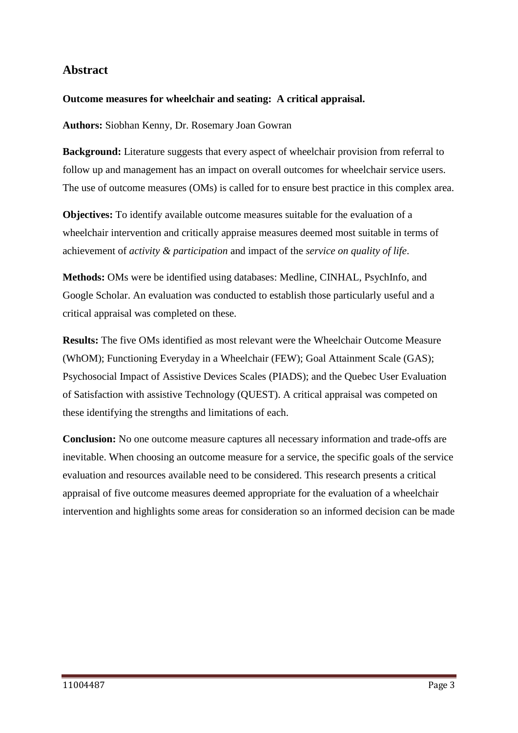## Abstract

**Outcome measures for wheelchair and seating: A critical appraisal.**

**Authors:** Siobhan Kenny, Dr. Rosemary Joan Gowran

**Background:** Literature suggests that every aspect of wheelchair provision from referral to follow up and management has an impact on overall outcomes for wheelchair service users. The use of outcome measures (OMs) is called for to ensure best practice in this complex area.

**Objectives:** To identify available outcome measures suitable for the evaluation of a wheelchair intervention and critically appraise measures deemed most suitable in terms of achievement of *activity & participation* and impact of the *service on quality of life*.

**Methods:** OMs were be identified using databases: Medline, CINHAL, PsychInfo, and Google Scholar. An evaluation was conducted to establish those particularly useful and a critical appraisal was completed on these.

**Results:** The five OMs identified as most relevant were the Wheelchair Outcome Measure (WhOM); Functioning Everyday in a Wheelchair (FEW); Goal Attainment Scale (GAS); Psychosocial Impact of Assistive Devices Scales (PIADS); and the Quebec User Evaluation of Satisfaction with assistive Technology (QUEST). A critical appraisal was competed on these identifying the strengths and limitations of each.

**Conclusion:** No one outcome measure captures all necessary information and trade-offs are inevitable. When choosing an outcome measure for a service, the specific goals of the service evaluation and resources available need to be considered. This research presents a critical appraisal of five outcome measures deemed appropriate for the evaluation of a wheelchair intervention and highlights some areas for consideration so an informed decision can be made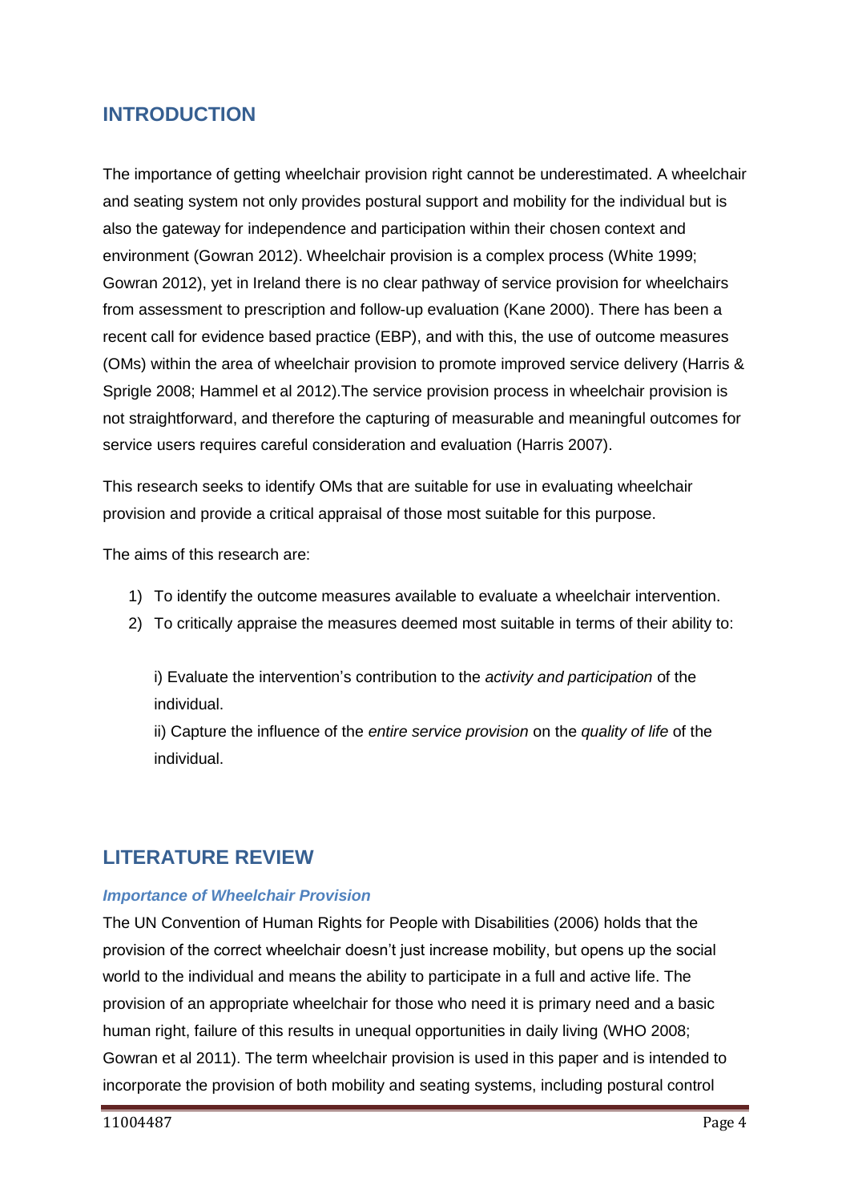## INTRODUCTION

The importance of getting wheelchair provision right cannot be underestimated. A wheelchair and seating system not only provides postural support and mobility for the individual but is also the gateway for independence and participation within their chosen context and environment (Gowran 2012). Wheelchair provision is a complex process (White 1999; Gowran 2012), yet in Ireland there is no clear pathway of service provision for wheelchairs from assessment to prescription and follow-up evaluation (Kane 2000). There has been a recent call for evidence based practice (EBP), and with this, the use of outcome measures (OMs) within the area of wheelchair provision to promote improved service delivery (Harris & Sprigle 2008; Hammel et al 2012).The service provision process in wheelchair provision is not straightforward, and therefore the capturing of measurable and meaningful outcomes for service users requires careful consideration and evaluation (Harris 2007).

This research seeks to identify OMs that are suitable for use in evaluating wheelchair provision and provide a critical appraisal of those most suitable for this purpose.

The aims of this research are:

1) To identify the outcome measures available to evaluate a wheelchair intervention.
2) To critically appraise the measures deemed most suitable in terms of their ability to:

   i) Evaluate the intervention's contribution to the *activity and participation* of the individual.

   ii) Capture the influence of the *entire service provision* on the *quality of life* of the individual.

## LITERATURE REVIEW

### *Importance of Wheelchair Provision*

The UN Convention of Human Rights for People with Disabilities (2006) holds that the provision of the correct wheelchair doesn't just increase mobility, but opens up the social world to the individual and means the ability to participate in a full and active life. The provision of an appropriate wheelchair for those who need it is primary need and a basic human right, failure of this results in unequal opportunities in daily living (WHO 2008; Gowran et al 2011). The term wheelchair provision is used in this paper and is intended to incorporate the provision of both mobility and seating systems, including postural control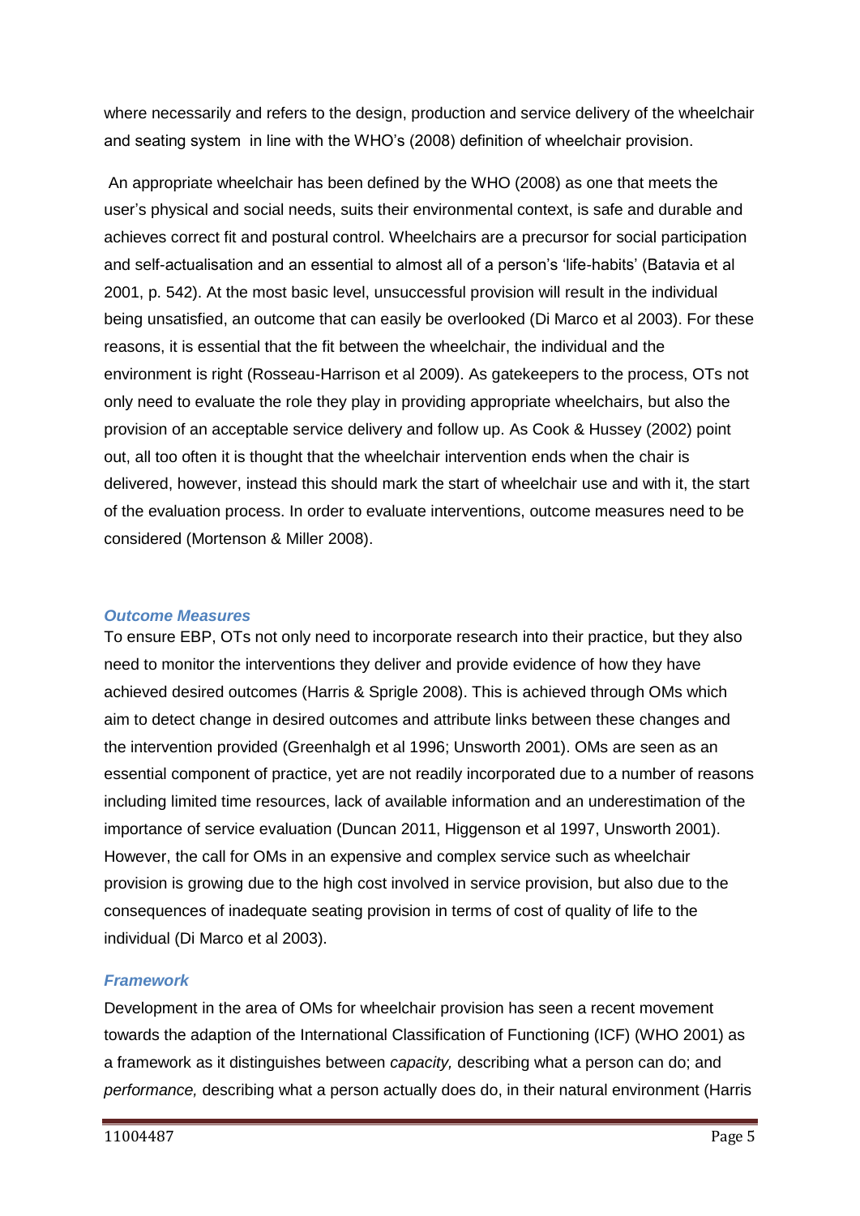where necessarily and refers to the design, production and service delivery of the wheelchair and seating system in line with the WHO's (2008) definition of wheelchair provision.

An appropriate wheelchair has been defined by the WHO (2008) as one that meets the user's physical and social needs, suits their environmental context, is safe and durable and achieves correct fit and postural control. Wheelchairs are a precursor for social participation and self-actualisation and an essential to almost all of a person's 'life-habits' (Batavia et al 2001, p. 542). At the most basic level, unsuccessful provision will result in the individual being unsatisfied, an outcome that can easily be overlooked (Di Marco et al 2003). For these reasons, it is essential that the fit between the wheelchair, the individual and the environment is right (Rosseau-Harrison et al 2009). As gatekeepers to the process, OTs not only need to evaluate the role they play in providing appropriate wheelchairs, but also the provision of an acceptable service delivery and follow up. As Cook & Hussey (2002) point out, all too often it is thought that the wheelchair intervention ends when the chair is delivered, however, instead this should mark the start of wheelchair use and with it, the start of the evaluation process. In order to evaluate interventions, outcome measures need to be considered (Mortenson & Miller 2008).

### *Outcome Measures*

To ensure EBP, OTs not only need to incorporate research into their practice, but they also need to monitor the interventions they deliver and provide evidence of how they have achieved desired outcomes (Harris & Sprigle 2008). This is achieved through OMs which aim to detect change in desired outcomes and attribute links between these changes and the intervention provided (Greenhalgh et al 1996; Unsworth 2001). OMs are seen as an essential component of practice, yet are not readily incorporated due to a number of reasons including limited time resources, lack of available information and an underestimation of the importance of service evaluation (Duncan 2011, Higgenson et al 1997, Unsworth 2001). However, the call for OMs in an expensive and complex service such as wheelchair provision is growing due to the high cost involved in service provision, but also due to the consequences of inadequate seating provision in terms of cost of quality of life to the individual (Di Marco et al 2003).

### *Framework*

Development in the area of OMs for wheelchair provision has seen a recent movement towards the adaption of the International Classification of Functioning (ICF) (WHO 2001) as a framework as it distinguishes between *capacity,* describing what a person can do; and *performance,* describing what a person actually does do, in their natural environment (Harris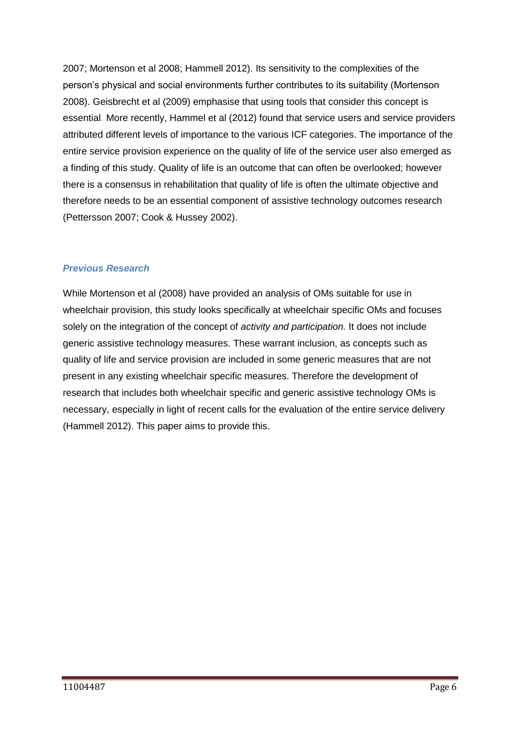2007; Mortenson et al 2008; Hammell 2012). Its sensitivity to the complexities of the person's physical and social environments further contributes to its suitability (Mortenson 2008). Geisbrecht et al (2009) emphasise that using tools that consider this concept is essential. More recently, Hammel et al (2012) found that service users and service providers attributed different levels of importance to the various ICF categories. The importance of the entire service provision experience on the quality of life of the service user also emerged as a finding of this study. Quality of life is an outcome that can often be overlooked; however there is a consensus in rehabilitation that quality of life is often the ultimate objective and therefore needs to be an essential component of assistive technology outcomes research (Pettersson 2007; Cook & Hussey 2002).

### *Previous Research*

While Mortenson et al (2008) have provided an analysis of OMs suitable for use in wheelchair provision, this study looks specifically at wheelchair specific OMs and focuses solely on the integration of the concept of *activity and participation.* It does not include generic assistive technology measures. These warrant inclusion, as concepts such as quality of life and service provision are included in some generic measures that are not present in any existing wheelchair specific measures. Therefore the development of research that includes both wheelchair specific and generic assistive technology OMs is necessary, especially in light of recent calls for the evaluation of the entire service delivery (Hammell 2012). This paper aims to provide this.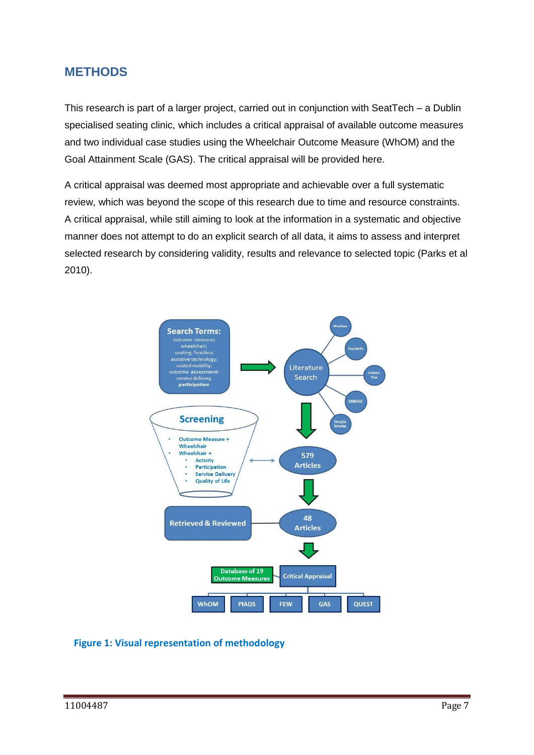## METHODS

This research is part of a larger project, carried out in conjunction with SeatTech – a Dublin specialised seating clinic, which includes a critical appraisal of available outcome measures and two individual case studies using the Wheelchair Outcome Measure (WhOM) and the Goal Attainment Scale (GAS). The critical appraisal will be provided here.

A critical appraisal was deemed most appropriate and achievable over a full systematic review, which was beyond the scope of this research due to time and resource constraints. A critical appraisal, while still aiming to look at the information in a systematic and objective manner does not attempt to do an explicit search of all data, it aims to assess and interpret selected research by considering validity, results and relevance to selected topic (Parks et al 2010).

**Figure 1: Visual representation of methodology**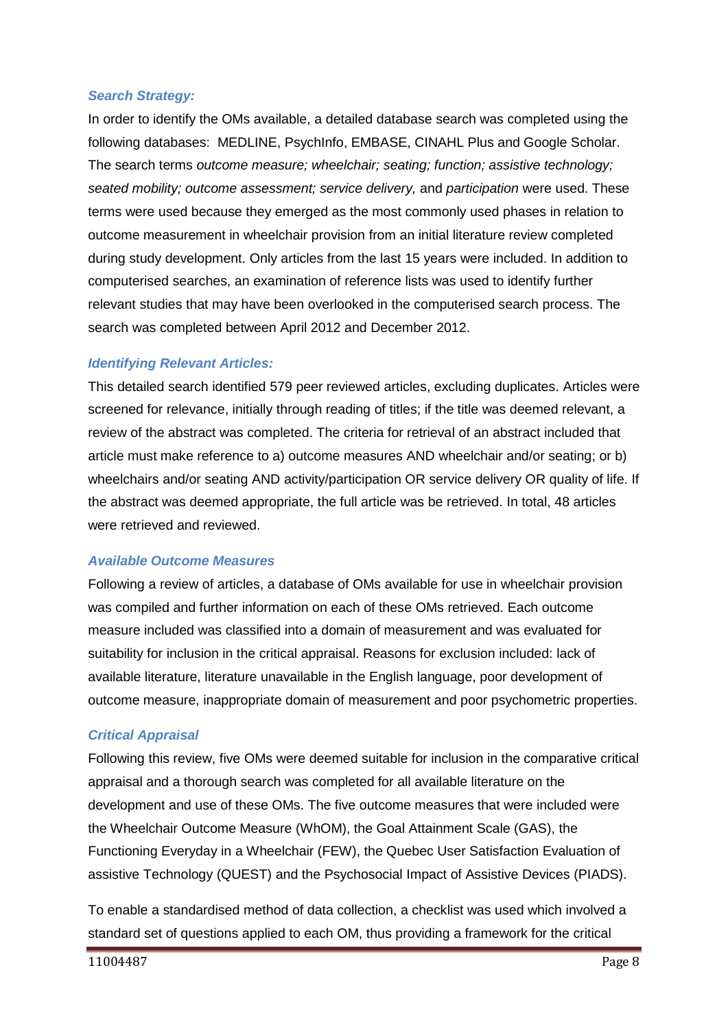### *Search Strategy:*

In order to identify the OMs available, a detailed database search was completed using the following databases: MEDLINE, PsychInfo, EMBASE, CINAHL Plus and Google Scholar. The search terms *outcome measure; wheelchair; seating; function; assistive technology; seated mobility; outcome assessment; service delivery,* and *participation* were used. These terms were used because they emerged as the most commonly used phases in relation to outcome measurement in wheelchair provision from an initial literature review completed during study development. Only articles from the last 15 years were included. In addition to computerised searches, an examination of reference lists was used to identify further relevant studies that may have been overlooked in the computerised search process. The search was completed between April 2012 and December 2012.

### *Identifying Relevant Articles:*

This detailed search identified 579 peer reviewed articles, excluding duplicates. Articles were screened for relevance, initially through reading of titles; if the title was deemed relevant, a review of the abstract was completed. The criteria for retrieval of an abstract included that article must make reference to a) outcome measures AND wheelchair and/or seating; or b) wheelchairs and/or seating AND activity/participation OR service delivery OR quality of life. If the abstract was deemed appropriate, the full article was be retrieved. In total, 48 articles were retrieved and reviewed.

### *Available Outcome Measures*

Following a review of articles, a database of OMs available for use in wheelchair provision was compiled and further information on each of these OMs retrieved. Each outcome measure included was classified into a domain of measurement and was evaluated for suitability for inclusion in the critical appraisal. Reasons for exclusion included: lack of available literature, literature unavailable in the English language, poor development of outcome measure, inappropriate domain of measurement and poor psychometric properties.

### *Critical Appraisal*

Following this review, five OMs were deemed suitable for inclusion in the comparative critical appraisal and a thorough search was completed for all available literature on the development and use of these OMs. The five outcome measures that were included were the Wheelchair Outcome Measure (WhOM), the Goal Attainment Scale (GAS), the Functioning Everyday in a Wheelchair (FEW), the Quebec User Satisfaction Evaluation of assistive Technology (QUEST) and the Psychosocial Impact of Assistive Devices (PIADS).

To enable a standardised method of data collection, a checklist was used which involved a standard set of questions applied to each OM, thus providing a framework for the critical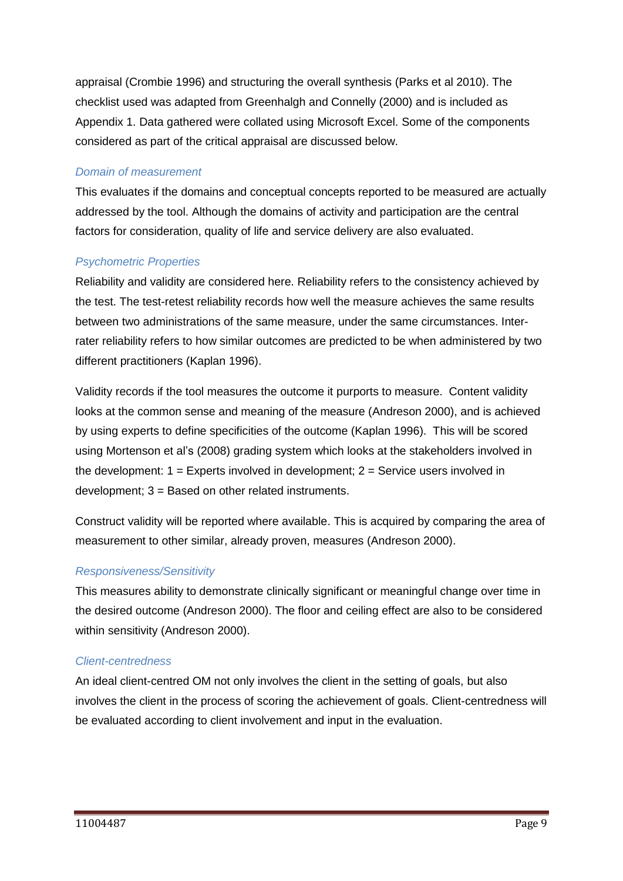appraisal (Crombie 1996) and structuring the overall synthesis (Parks et al 2010). The checklist used was adapted from Greenhalgh and Connelly (2000) and is included as Appendix 1. Data gathered were collated using Microsoft Excel. Some of the components considered as part of the critical appraisal are discussed below.

### *Domain of measurement*

This evaluates if the domains and conceptual concepts reported to be measured are actually addressed by the tool. Although the domains of activity and participation are the central factors for consideration, quality of life and service delivery are also evaluated.

### *Psychometric Properties*

Reliability and validity are considered here. Reliability refers to the consistency achieved by the test. The test-retest reliability records how well the measure achieves the same results between two administrations of the same measure, under the same circumstances. Inter-rater reliability refers to how similar outcomes are predicted to be when administered by two different practitioners (Kaplan 1996).

Validity records if the tool measures the outcome it purports to measure. Content validity looks at the common sense and meaning of the measure (Andreson 2000), and is achieved by using experts to define specificities of the outcome (Kaplan 1996). This will be scored using Mortenson et al's (2008) grading system which looks at the stakeholders involved in the development: 1 = Experts involved in development; 2 = Service users involved in development; 3 = Based on other related instruments.

Construct validity will be reported where available. This is acquired by comparing the area of measurement to other similar, already proven, measures (Andreson 2000).

### *Responsiveness/Sensitivity*

This measures ability to demonstrate clinically significant or meaningful change over time in the desired outcome (Andreson 2000). The floor and ceiling effect are also to be considered within sensitivity (Andreson 2000).

### *Client-centredness*

An ideal client-centred OM not only involves the client in the setting of goals, but also involves the client in the process of scoring the achievement of goals. Client-centredness will be evaluated according to client involvement and input in the evaluation.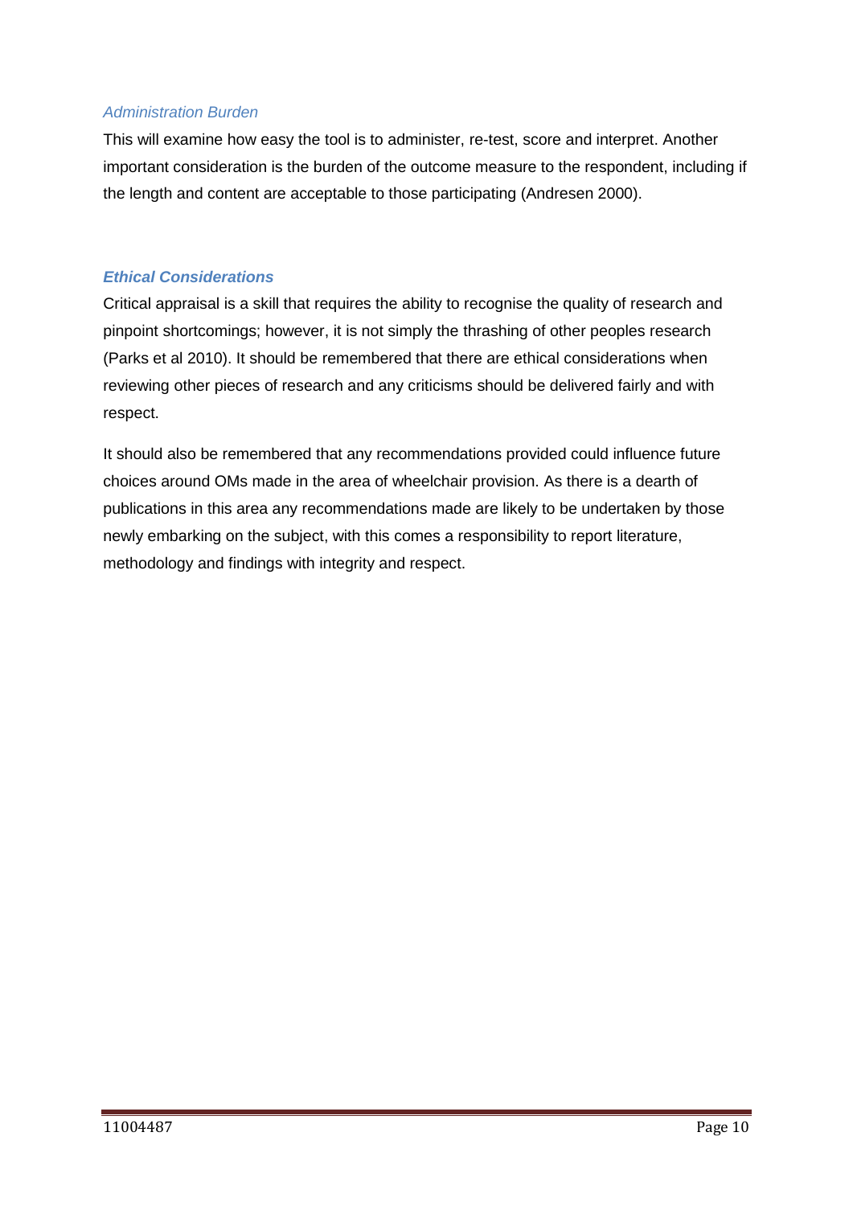### *Administration Burden*

This will examine how easy the tool is to administer, re-test, score and interpret. Another important consideration is the burden of the outcome measure to the respondent, including if the length and content are acceptable to those participating (Andresen 2000).

### ***Ethical Considerations***

Critical appraisal is a skill that requires the ability to recognise the quality of research and pinpoint shortcomings; however, it is not simply the thrashing of other peoples research (Parks et al 2010). It should be remembered that there are ethical considerations when reviewing other pieces of research and any criticisms should be delivered fairly and with respect.

It should also be remembered that any recommendations provided could influence future choices around OMs made in the area of wheelchair provision. As there is a dearth of publications in this area any recommendations made are likely to be undertaken by those newly embarking on the subject, with this comes a responsibility to report literature, methodology and findings with integrity and respect.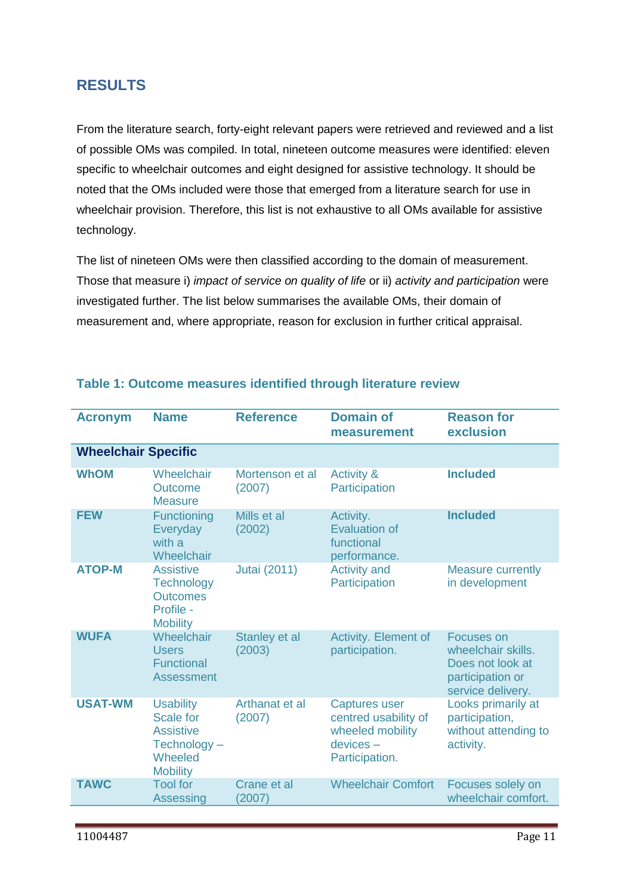## RESULTS

From the literature search, forty-eight relevant papers were retrieved and reviewed and a list of possible OMs was compiled. In total, nineteen outcome measures were identified: eleven specific to wheelchair outcomes and eight designed for assistive technology. It should be noted that the OMs included were those that emerged from a literature search for use in wheelchair provision. Therefore, this list is not exhaustive to all OMs available for assistive technology.

The list of nineteen OMs were then classified according to the domain of measurement. Those that measure i) *impact of service on quality of life* or ii) *activity and participation* were investigated further. The list below summarises the available OMs, their domain of measurement and, where appropriate, reason for exclusion in further critical appraisal.

**Table 1: Outcome measures identified through literature review**

| Acronym | Name | Reference | Domain of measurement | Reason for exclusion |
|---|---|---|---|---|
| **Wheelchair Specific** | | | | |
| **WhOM** | Wheelchair Outcome Measure | Mortenson et al (2007) | Activity & Participation | **Included** |
| **FEW** | Functioning Everyday with a Wheelchair | Mills et al (2002) | Activity. Evaluation of functional performance. | **Included** |
| **ATOP-M** | Assistive Technology Outcomes Profile - Mobility | Jutai (2011) | Activity and Participation | Measure currently in development |
| **WUFA** | Wheelchair Users Functional Assessment | Stanley et al (2003) | Activity. Element of participation. | Focuses on wheelchair skills. Does not look at participation or service delivery. |
| **USAT-WM** | Usability Scale for Assistive Technology – Wheeled Mobility | Arthanat et al (2007) | Captures user centred usability of wheeled mobility devices – Participation. | Looks primarily at participation, without attending to activity. |
| **TAWC** | Tool for Assessing | Crane et al (2007) | Wheelchair Comfort | Focuses solely on wheelchair comfort. |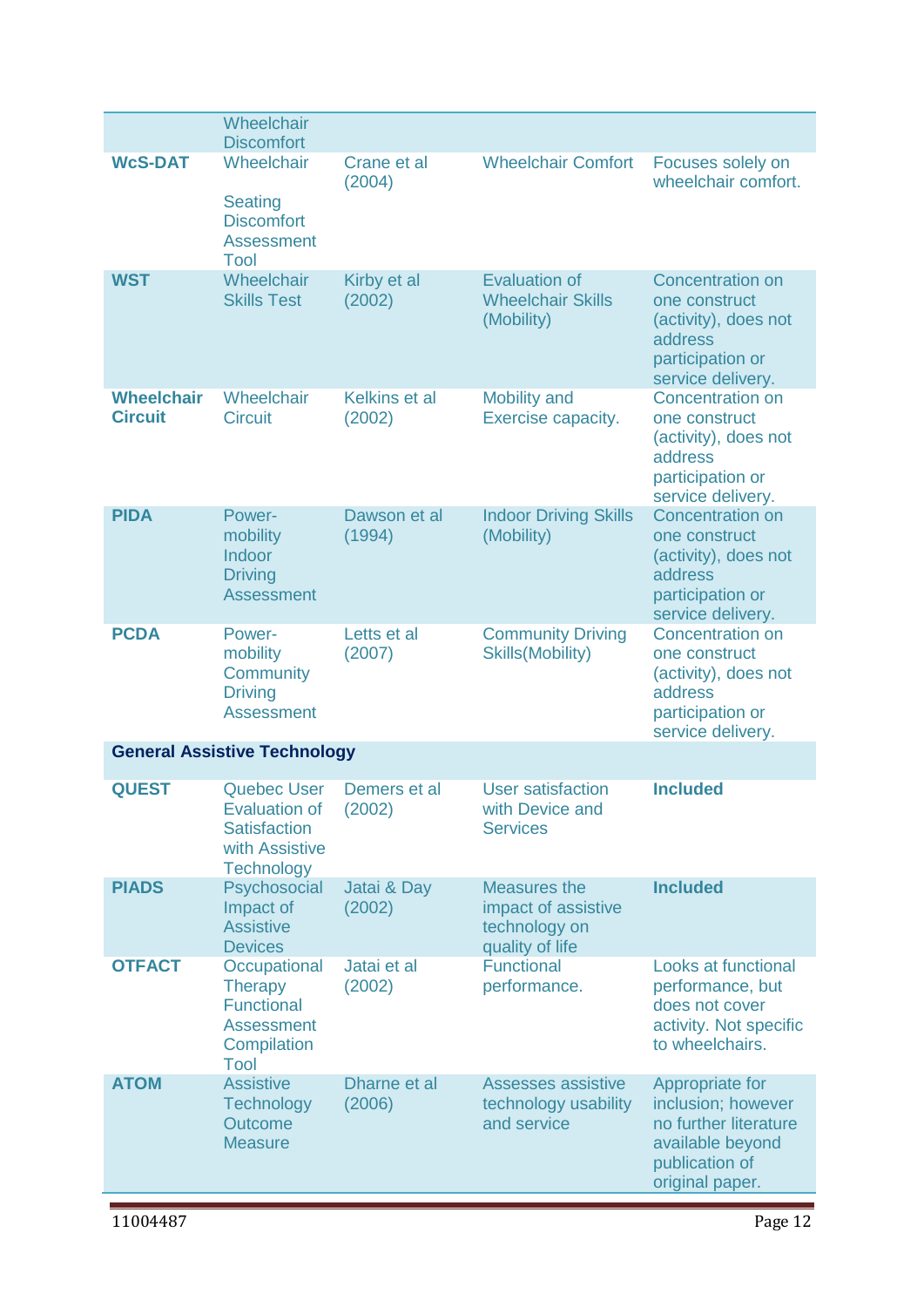| | | | | |
|---|---|---|---|---|
| | Wheelchair Discomfort | | | |
| **WcS-DAT** | Wheelchair Seating Discomfort Assessment Tool | Crane et al (2004) | Wheelchair Comfort | Focuses solely on wheelchair comfort. |
| **WST** | Wheelchair Skills Test | Kirby et al (2002) | Evaluation of Wheelchair Skills (Mobility) | Concentration on one construct (activity), does not address participation or service delivery. |
| **Wheelchair Circuit** | Wheelchair Circuit | Kelkins et al (2002) | Mobility and Exercise capacity. | Concentration on one construct (activity), does not address participation or service delivery. |
| **PIDA** | Power-mobility Indoor Driving Assessment | Dawson et al (1994) | Indoor Driving Skills (Mobility) | Concentration on one construct (activity), does not address participation or service delivery. |
| **PCDA** | Power-mobility Community Driving Assessment | Letts et al (2007) | Community Driving Skills(Mobility) | Concentration on one construct (activity), does not address participation or service delivery. |
| **General Assistive Technology** | | | | |
| **QUEST** | Quebec User Evaluation of Satisfaction with Assistive Technology | Demers et al (2002) | User satisfaction with Device and Services | **Included** |
| **PIADS** | Psychosocial Impact of Assistive Devices | Jatai & Day (2002) | Measures the impact of assistive technology on quality of life | **Included** |
| **OTFACT** | Occupational Therapy Functional Assessment Compilation Tool | Jatai et al (2002) | Functional performance. | Looks at functional performance, but does not cover activity. Not specific to wheelchairs. |
| **ATOM** | Assistive Technology Outcome Measure | Dharne et al (2006) | Assesses assistive technology usability and service | Appropriate for inclusion; however no further literature available beyond publication of original paper. |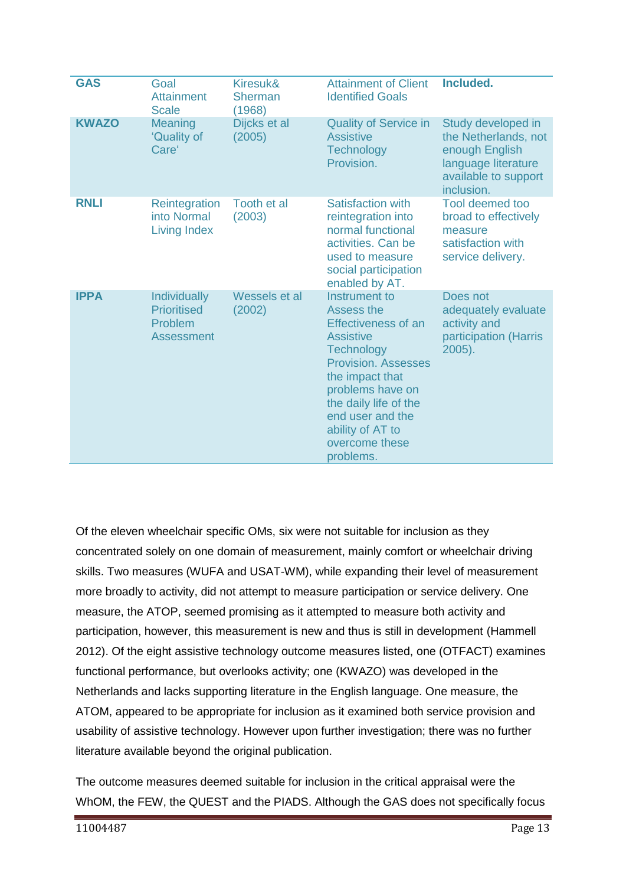| GAS | Goal Attainment Scale | Kiresuk& Sherman (1968) | Attainment of Client Identified Goals | **Included.** |
|---|---|---|---|---|
| **KWAZO** | Meaning 'Quality of Care' | Dijcks et al (2005) | Quality of Service in Assistive Technology Provision. | Study developed in the Netherlands, not enough English language literature available to support inclusion. |
| **RNLI** | Reintegration into Normal Living Index | Tooth et al (2003) | Satisfaction with reintegration into normal functional activities. Can be used to measure social participation enabled by AT. | Tool deemed too broad to effectively measure satisfaction with service delivery. |
| **IPPA** | Individually Prioritised Problem Assessment | Wessels et al (2002) | Instrument to Assess the Effectiveness of an Assistive Technology Provision. Assesses the impact that problems have on the daily life of the end user and the ability of AT to overcome these problems. | Does not adequately evaluate activity and participation (Harris 2005). |

Of the eleven wheelchair specific OMs, six were not suitable for inclusion as they concentrated solely on one domain of measurement, mainly comfort or wheelchair driving skills. Two measures (WUFA and USAT-WM), while expanding their level of measurement more broadly to activity, did not attempt to measure participation or service delivery. One measure, the ATOP, seemed promising as it attempted to measure both activity and participation, however, this measurement is new and thus is still in development (Hammell 2012). Of the eight assistive technology outcome measures listed, one (OTFACT) examines functional performance, but overlooks activity; one (KWAZO) was developed in the Netherlands and lacks supporting literature in the English language. One measure, the ATOM, appeared to be appropriate for inclusion as it examined both service provision and usability of assistive technology. However upon further investigation; there was no further literature available beyond the original publication.

The outcome measures deemed suitable for inclusion in the critical appraisal were the WhOM, the FEW, the QUEST and the PIADS. Although the GAS does not specifically focus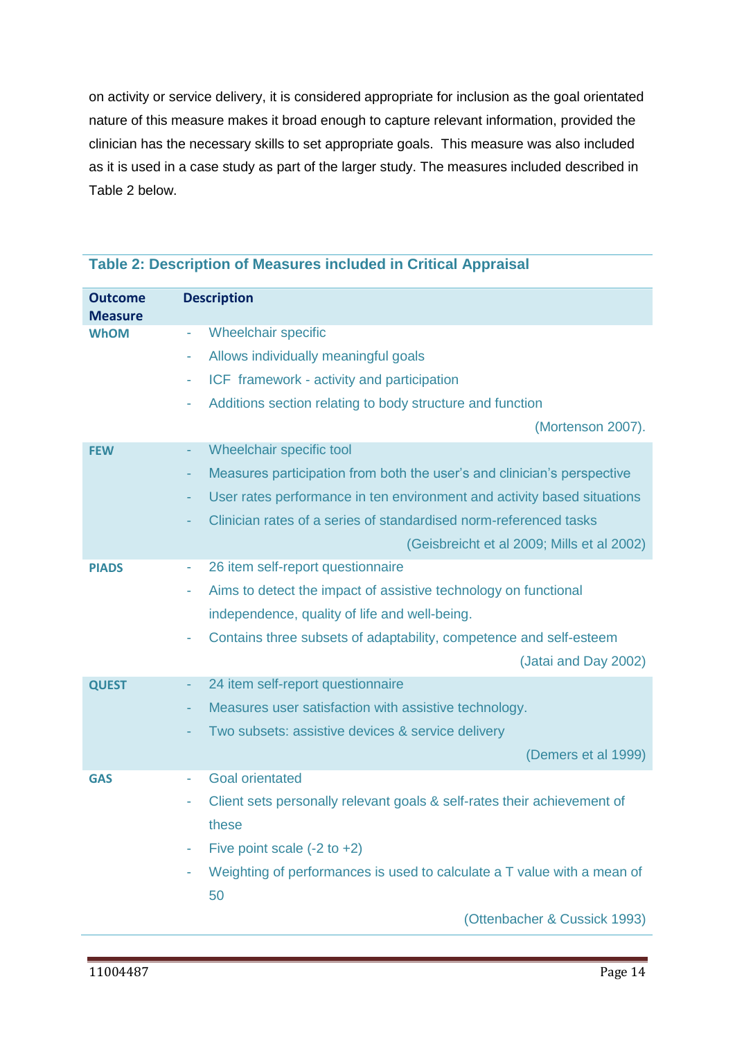on activity or service delivery, it is considered appropriate for inclusion as the goal orientated nature of this measure makes it broad enough to capture relevant information, provided the clinician has the necessary skills to set appropriate goals. This measure was also included as it is used in a case study as part of the larger study. The measures included described in Table 2 below.

**Table 2: Description of Measures included in Critical Appraisal**

| Outcome Measure | Description |
|---|---|
| **WhOM** | - Wheelchair specific<br>- Allows individually meaningful goals<br>- ICF framework - activity and participation<br>- Additions section relating to body structure and function<br>(Mortenson 2007). |
| **FEW** | - Wheelchair specific tool<br>- Measures participation from both the user's and clinician's perspective<br>- User rates performance in ten environment and activity based situations<br>- Clinician rates of a series of standardised norm-referenced tasks<br>(Geisbreicht et al 2009; Mills et al 2002) |
| **PIADS** | - 26 item self-report questionnaire<br>- Aims to detect the impact of assistive technology on functional independence, quality of life and well-being.<br>- Contains three subsets of adaptability, competence and self-esteem<br>(Jatai and Day 2002) |
| **QUEST** | - 24 item self-report questionnaire<br>- Measures user satisfaction with assistive technology.<br>- Two subsets: assistive devices & service delivery<br>(Demers et al 1999) |
| **GAS** | - Goal orientated<br>- Client sets personally relevant goals & self-rates their achievement of these<br>- Five point scale (-2 to +2)<br>- Weighting of performances is used to calculate a T value with a mean of 50<br>(Ottenbacher & Cussick 1993) |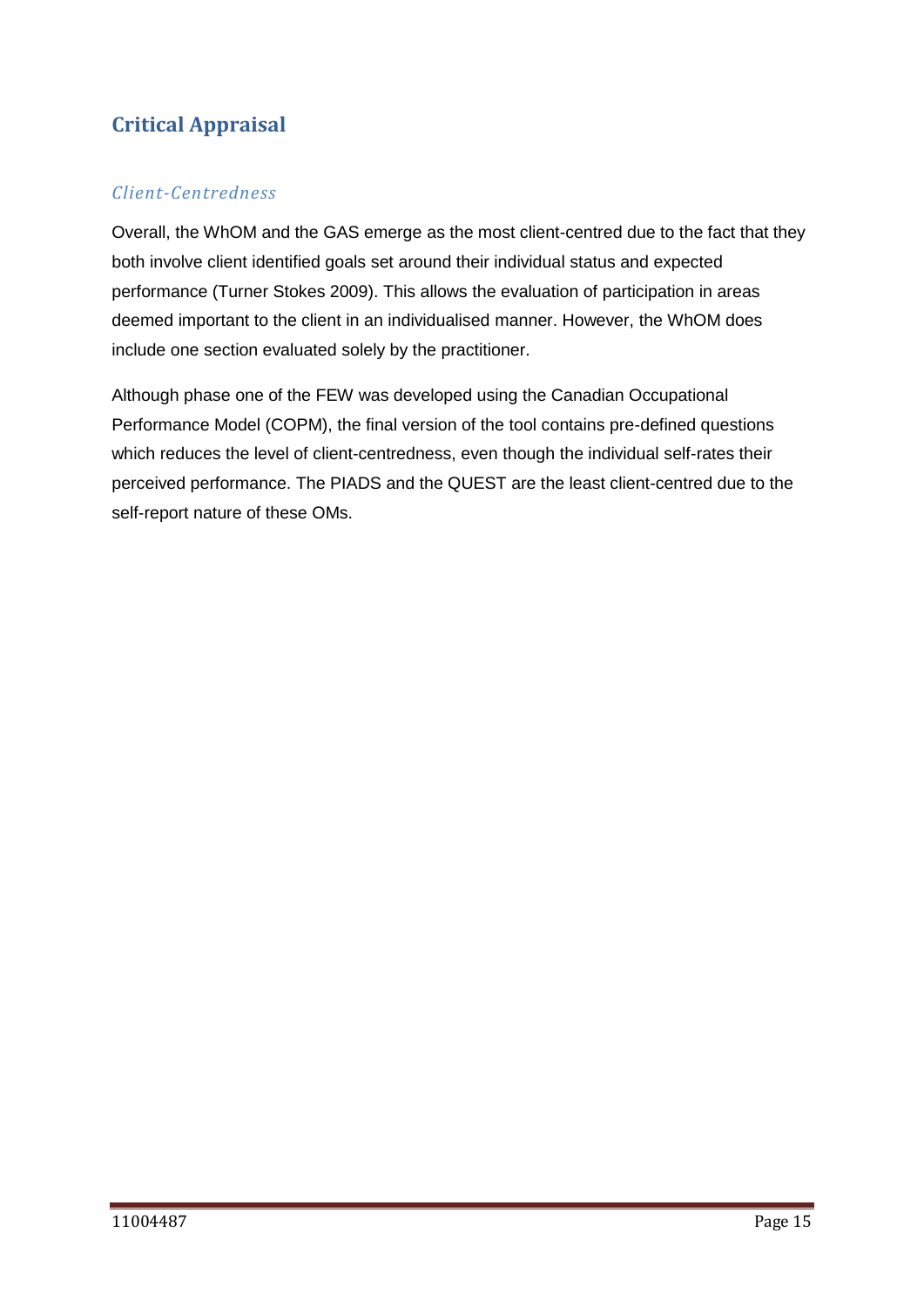# Critical Appraisal

### *Client-Centredness*

Overall, the WhOM and the GAS emerge as the most client-centred due to the fact that they both involve client identified goals set around their individual status and expected performance (Turner Stokes 2009). This allows the evaluation of participation in areas deemed important to the client in an individualised manner. However, the WhOM does include one section evaluated solely by the practitioner.

Although phase one of the FEW was developed using the Canadian Occupational Performance Model (COPM), the final version of the tool contains pre-defined questions which reduces the level of client-centredness, even though the individual self-rates their perceived performance. The PIADS and the QUEST are the least client-centred due to the self-report nature of these OMs.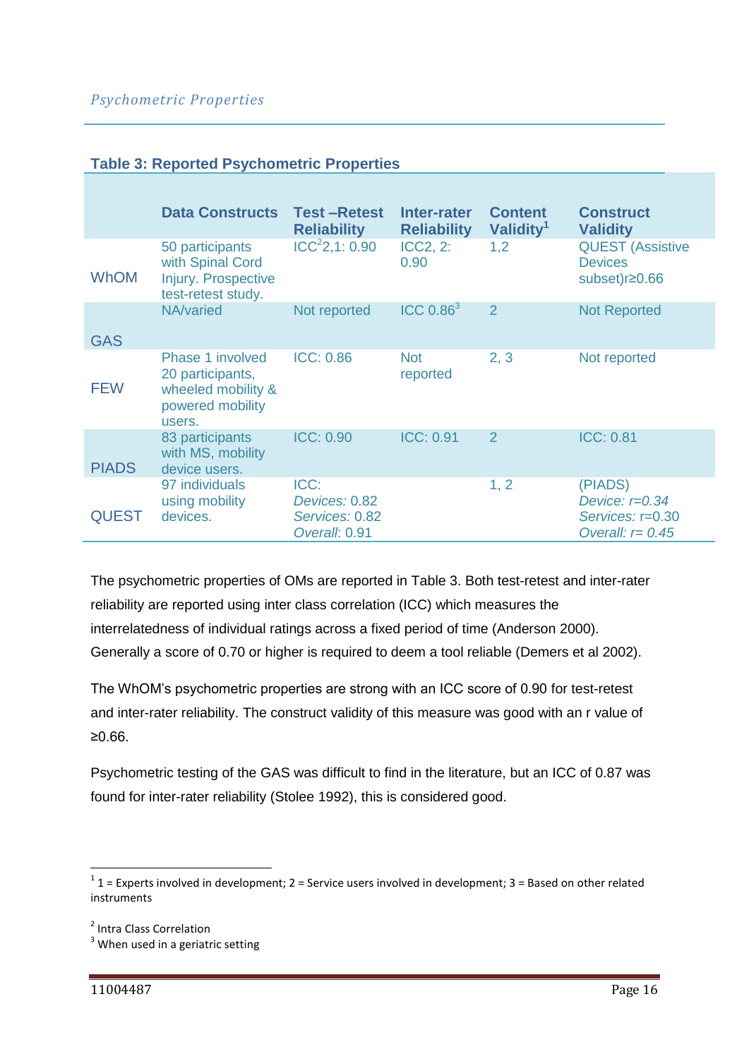**Table 3: Reported Psychometric Properties**

| | Data Constructs | Test –Retest Reliability | Inter-rater Reliability | Content Validity[1] | Construct Validity |
|---|---|---|---|---|---|
| WhOM | 50 participants with Spinal Cord Injury. Prospective test-retest study. | ICC[2]2,1: 0.90 | ICC2, 2: 0.90 | 1,2 | QUEST (Assistive Devices subset)r≥0.66 |
| GAS | NA/varied | Not reported | ICC 0.86[3] | 2 | Not Reported |
| FEW | Phase 1 involved 20 participants, wheeled mobility & powered mobility users. | ICC: 0.86 | Not reported | 2, 3 | Not reported |
| PIADS | 83 participants with MS, mobility device users. | ICC: 0.90 | ICC: 0.91 | 2 | ICC: 0.81 |
| QUEST | 97 individuals using mobility devices. | ICC: *Devices:* 0.82 *Services:* 0.82 *Overall*: 0.91 | | 1, 2 | (PIADS) *Device: r=0.34* *Services:* r=0.30 *Overall: r= 0.45* |

The psychometric properties of OMs are reported in Table 3. Both test-retest and inter-rater reliability are reported using inter class correlation (ICC) which measures the interrelatedness of individual ratings across a fixed period of time (Anderson 2000). Generally a score of 0.70 or higher is required to deem a tool reliable (Demers et al 2002).

The WhOM's psychometric properties are strong with an ICC score of 0.90 for test-retest and inter-rater reliability. The construct validity of this measure was good with an r value of ≥0.66.

Psychometric testing of the GAS was difficult to find in the literature, but an ICC of 0.87 was found for inter-rater reliability (Stolee 1992), this is considered good.

---

[1] 1 = Experts involved in development; 2 = Service users involved in development; 3 = Based on other related instruments

[2] Intra Class Correlation

[3] When used in a geriatric setting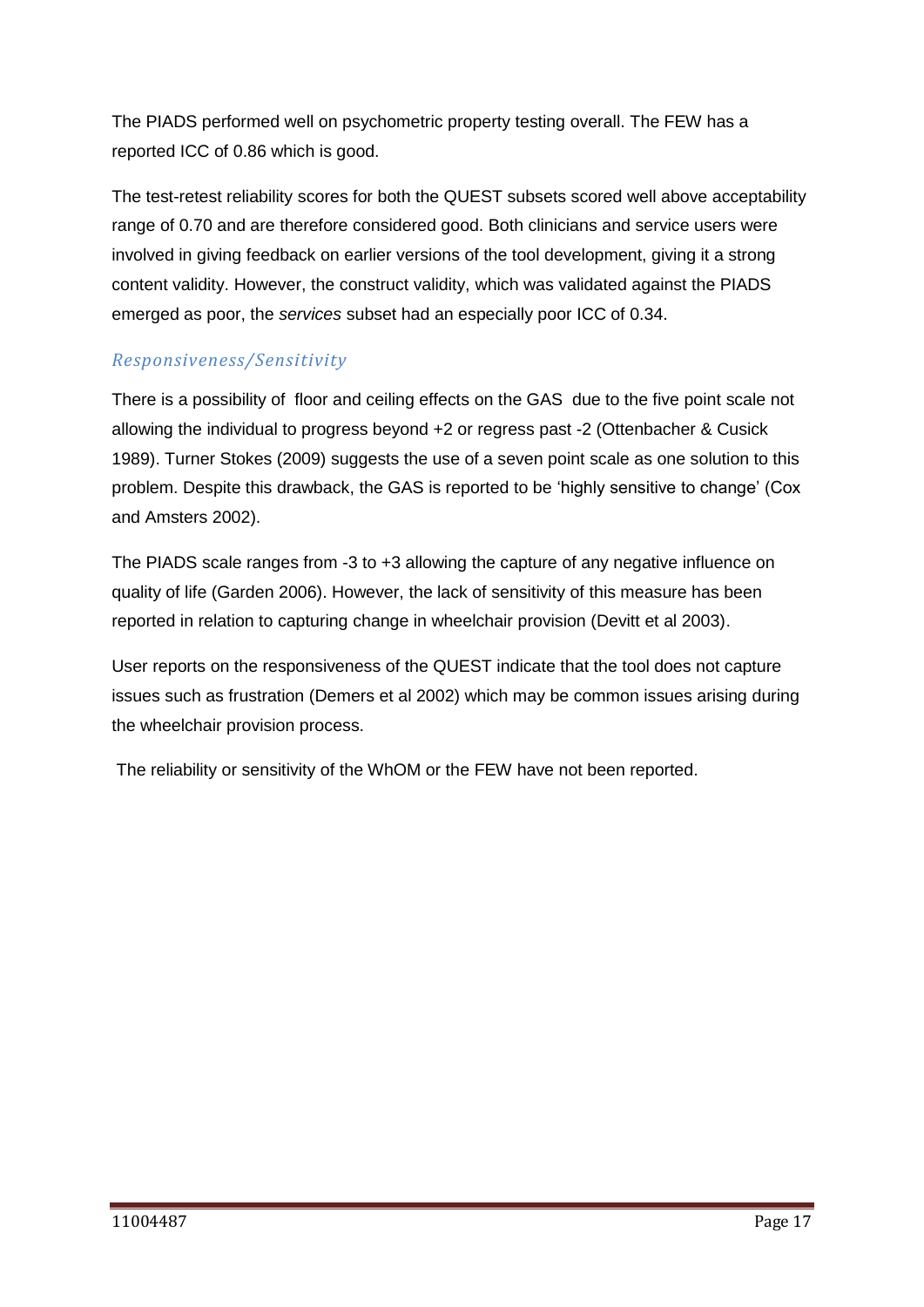The PIADS performed well on psychometric property testing overall. The FEW has a reported ICC of 0.86 which is good.

The test-retest reliability scores for both the QUEST subsets scored well above acceptability range of 0.70 and are therefore considered good. Both clinicians and service users were involved in giving feedback on earlier versions of the tool development, giving it a strong content validity. However, the construct validity, which was validated against the PIADS emerged as poor, the *services* subset had an especially poor ICC of 0.34.

### *Responsiveness/Sensitivity*

There is a possibility of floor and ceiling effects on the GAS due to the five point scale not allowing the individual to progress beyond +2 or regress past -2 (Ottenbacher & Cusick 1989). Turner Stokes (2009) suggests the use of a seven point scale as one solution to this problem. Despite this drawback, the GAS is reported to be 'highly sensitive to change' (Cox and Amsters 2002).

The PIADS scale ranges from -3 to +3 allowing the capture of any negative influence on quality of life (Garden 2006). However, the lack of sensitivity of this measure has been reported in relation to capturing change in wheelchair provision (Devitt et al 2003).

User reports on the responsiveness of the QUEST indicate that the tool does not capture issues such as frustration (Demers et al 2002) which may be common issues arising during the wheelchair provision process.

The reliability or sensitivity of the WhOM or the FEW have not been reported.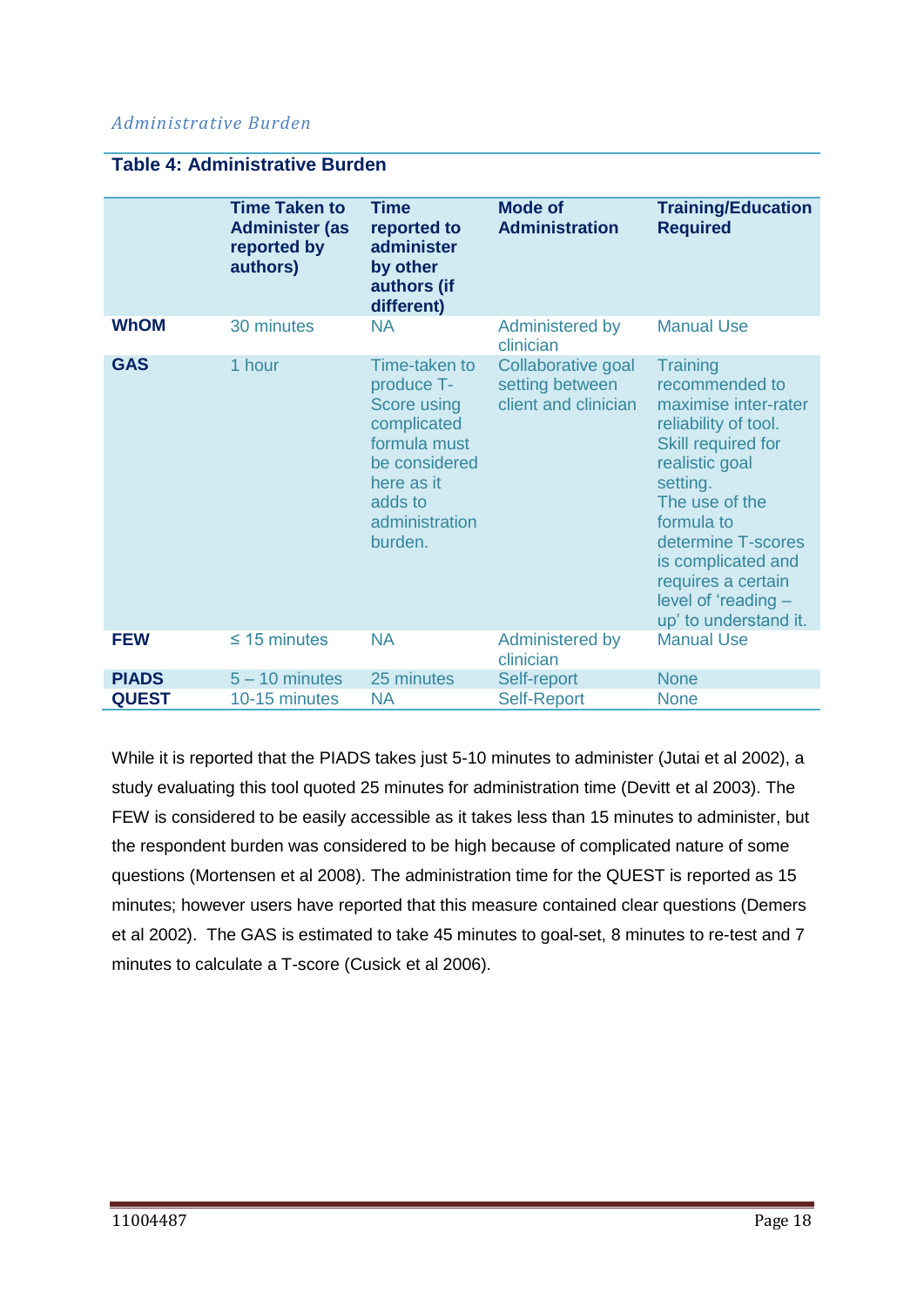*Administrative Burden*

**Table 4: Administrative Burden**

| | Time Taken to Administer (as reported by authors) | Time reported to administer by other authors (if different) | Mode of Administration | Training/Education Required |
|---|---|---|---|---|
| **WhOM** | 30 minutes | NA | Administered by clinician | Manual Use |
| **GAS** | 1 hour | Time-taken to produce T-Score using complicated formula must be considered here as it adds to administration burden. | Collaborative goal setting between client and clinician | Training recommended to maximise inter-rater reliability of tool. Skill required for realistic goal setting. The use of the formula to determine T-scores is complicated and requires a certain level of 'reading – up' to understand it. |
| **FEW** | ≤ 15 minutes | NA | Administered by clinician | Manual Use |
| **PIADS** | 5 – 10 minutes | 25 minutes | Self-report | None |
| **QUEST** | 10-15 minutes | NA | Self-Report | None |

While it is reported that the PIADS takes just 5-10 minutes to administer (Jutai et al 2002), a study evaluating this tool quoted 25 minutes for administration time (Devitt et al 2003). The FEW is considered to be easily accessible as it takes less than 15 minutes to administer, but the respondent burden was considered to be high because of complicated nature of some questions (Mortensen et al 2008). The administration time for the QUEST is reported as 15 minutes; however users have reported that this measure contained clear questions (Demers et al 2002). The GAS is estimated to take 45 minutes to goal-set, 8 minutes to re-test and 7 minutes to calculate a T-score (Cusick et al 2006).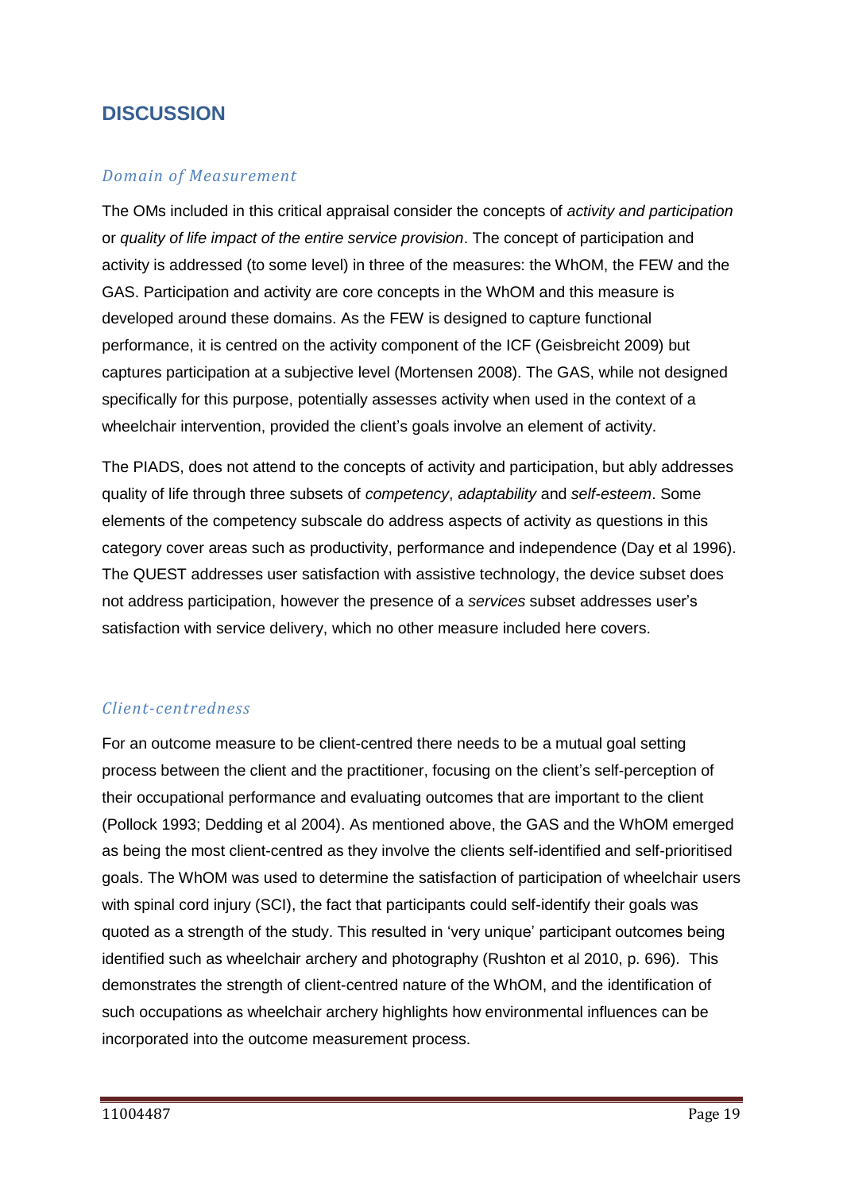# DISCUSSION

## *Domain of Measurement*

The OMs included in this critical appraisal consider the concepts of *activity and participation* or *quality of life impact of the entire service provision*. The concept of participation and activity is addressed (to some level) in three of the measures: the WhOM, the FEW and the GAS. Participation and activity are core concepts in the WhOM and this measure is developed around these domains. As the FEW is designed to capture functional performance, it is centred on the activity component of the ICF (Geisbreicht 2009) but captures participation at a subjective level (Mortensen 2008). The GAS, while not designed specifically for this purpose, potentially assesses activity when used in the context of a wheelchair intervention, provided the client's goals involve an element of activity.

The PIADS, does not attend to the concepts of activity and participation, but ably addresses quality of life through three subsets of *competency*, *adaptability* and *self-esteem*. Some elements of the competency subscale do address aspects of activity as questions in this category cover areas such as productivity, performance and independence (Day et al 1996). The QUEST addresses user satisfaction with assistive technology, the device subset does not address participation, however the presence of a *services* subset addresses user's satisfaction with service delivery, which no other measure included here covers.

## *Client-centredness*

For an outcome measure to be client-centred there needs to be a mutual goal setting process between the client and the practitioner, focusing on the client's self-perception of their occupational performance and evaluating outcomes that are important to the client (Pollock 1993; Dedding et al 2004). As mentioned above, the GAS and the WhOM emerged as being the most client-centred as they involve the clients self-identified and self-prioritised goals. The WhOM was used to determine the satisfaction of participation of wheelchair users with spinal cord injury (SCI), the fact that participants could self-identify their goals was quoted as a strength of the study. This resulted in 'very unique' participant outcomes being identified such as wheelchair archery and photography (Rushton et al 2010, p. 696). This demonstrates the strength of client-centred nature of the WhOM, and the identification of such occupations as wheelchair archery highlights how environmental influences can be incorporated into the outcome measurement process.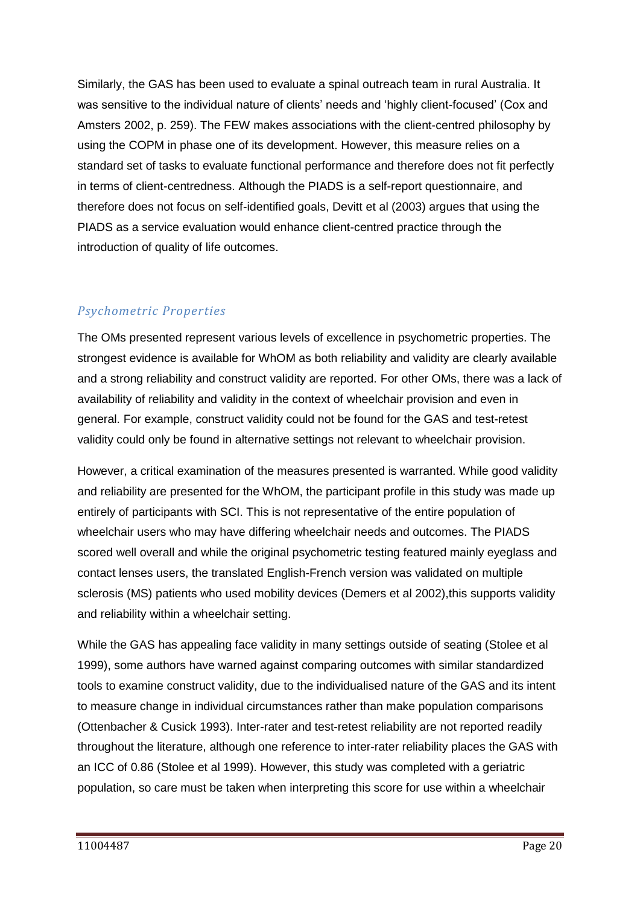Similarly, the GAS has been used to evaluate a spinal outreach team in rural Australia. It was sensitive to the individual nature of clients' needs and 'highly client-focused' (Cox and Amsters 2002, p. 259). The FEW makes associations with the client-centred philosophy by using the COPM in phase one of its development. However, this measure relies on a standard set of tasks to evaluate functional performance and therefore does not fit perfectly in terms of client-centredness. Although the PIADS is a self-report questionnaire, and therefore does not focus on self-identified goals, Devitt et al (2003) argues that using the PIADS as a service evaluation would enhance client-centred practice through the introduction of quality of life outcomes.

### *Psychometric Properties*

The OMs presented represent various levels of excellence in psychometric properties. The strongest evidence is available for WhOM as both reliability and validity are clearly available and a strong reliability and construct validity are reported. For other OMs, there was a lack of availability of reliability and validity in the context of wheelchair provision and even in general. For example, construct validity could not be found for the GAS and test-retest validity could only be found in alternative settings not relevant to wheelchair provision.

However, a critical examination of the measures presented is warranted. While good validity and reliability are presented for the WhOM, the participant profile in this study was made up entirely of participants with SCI. This is not representative of the entire population of wheelchair users who may have differing wheelchair needs and outcomes. The PIADS scored well overall and while the original psychometric testing featured mainly eyeglass and contact lenses users, the translated English-French version was validated on multiple sclerosis (MS) patients who used mobility devices (Demers et al 2002),this supports validity and reliability within a wheelchair setting.

While the GAS has appealing face validity in many settings outside of seating (Stolee et al 1999), some authors have warned against comparing outcomes with similar standardized tools to examine construct validity, due to the individualised nature of the GAS and its intent to measure change in individual circumstances rather than make population comparisons (Ottenbacher & Cusick 1993). Inter-rater and test-retest reliability are not reported readily throughout the literature, although one reference to inter-rater reliability places the GAS with an ICC of 0.86 (Stolee et al 1999). However, this study was completed with a geriatric population, so care must be taken when interpreting this score for use within a wheelchair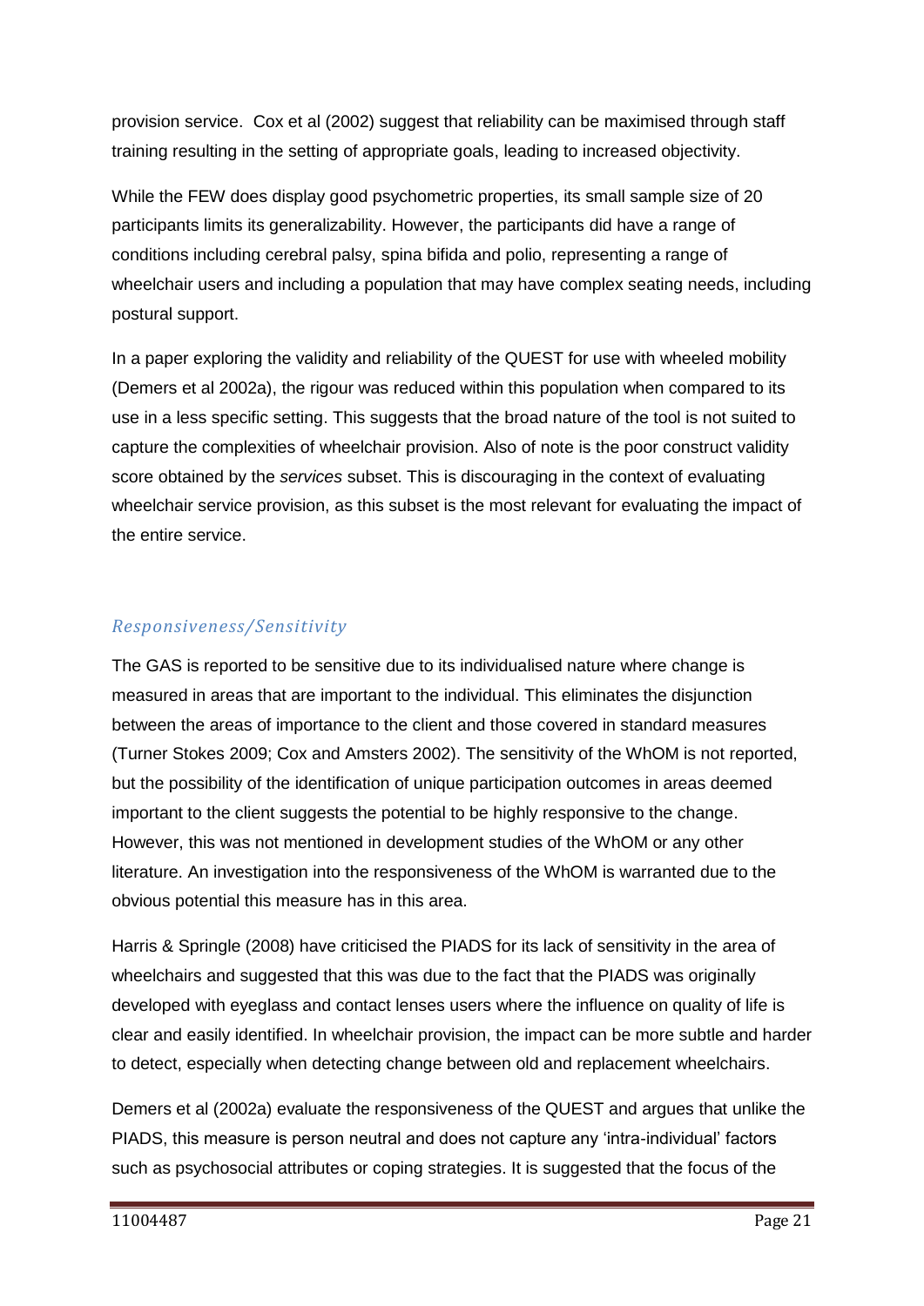provision service. Cox et al (2002) suggest that reliability can be maximised through staff training resulting in the setting of appropriate goals, leading to increased objectivity.

While the FEW does display good psychometric properties, its small sample size of 20 participants limits its generalizability. However, the participants did have a range of conditions including cerebral palsy, spina bifida and polio, representing a range of wheelchair users and including a population that may have complex seating needs, including postural support.

In a paper exploring the validity and reliability of the QUEST for use with wheeled mobility (Demers et al 2002a), the rigour was reduced within this population when compared to its use in a less specific setting. This suggests that the broad nature of the tool is not suited to capture the complexities of wheelchair provision. Also of note is the poor construct validity score obtained by the *services* subset. This is discouraging in the context of evaluating wheelchair service provision, as this subset is the most relevant for evaluating the impact of the entire service.

### *Responsiveness/Sensitivity*

The GAS is reported to be sensitive due to its individualised nature where change is measured in areas that are important to the individual. This eliminates the disjunction between the areas of importance to the client and those covered in standard measures (Turner Stokes 2009; Cox and Amsters 2002). The sensitivity of the WhOM is not reported, but the possibility of the identification of unique participation outcomes in areas deemed important to the client suggests the potential to be highly responsive to the change. However, this was not mentioned in development studies of the WhOM or any other literature. An investigation into the responsiveness of the WhOM is warranted due to the obvious potential this measure has in this area.

Harris & Springle (2008) have criticised the PIADS for its lack of sensitivity in the area of wheelchairs and suggested that this was due to the fact that the PIADS was originally developed with eyeglass and contact lenses users where the influence on quality of life is clear and easily identified. In wheelchair provision, the impact can be more subtle and harder to detect, especially when detecting change between old and replacement wheelchairs.

Demers et al (2002a) evaluate the responsiveness of the QUEST and argues that unlike the PIADS, this measure is person neutral and does not capture any 'intra-individual' factors such as psychosocial attributes or coping strategies. It is suggested that the focus of the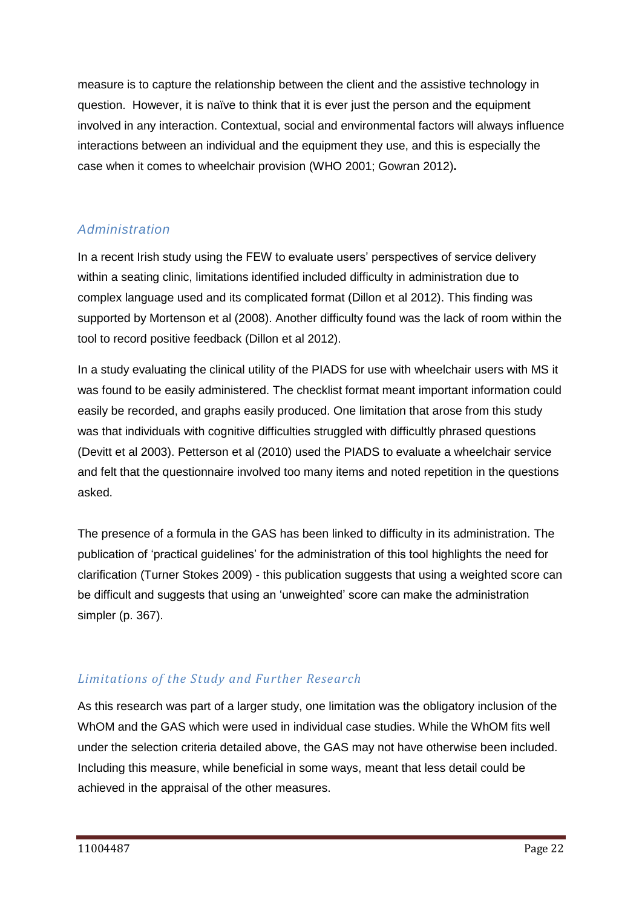measure is to capture the relationship between the client and the assistive technology in question. However, it is naïve to think that it is ever just the person and the equipment involved in any interaction. Contextual, social and environmental factors will always influence interactions between an individual and the equipment they use, and this is especially the case when it comes to wheelchair provision (WHO 2001; Gowran 2012).

### *Administration*

In a recent Irish study using the FEW to evaluate users' perspectives of service delivery within a seating clinic, limitations identified included difficulty in administration due to complex language used and its complicated format (Dillon et al 2012). This finding was supported by Mortenson et al (2008). Another difficulty found was the lack of room within the tool to record positive feedback (Dillon et al 2012).

In a study evaluating the clinical utility of the PIADS for use with wheelchair users with MS it was found to be easily administered. The checklist format meant important information could easily be recorded, and graphs easily produced. One limitation that arose from this study was that individuals with cognitive difficulties struggled with difficultly phrased questions (Devitt et al 2003). Petterson et al (2010) used the PIADS to evaluate a wheelchair service and felt that the questionnaire involved too many items and noted repetition in the questions asked.

The presence of a formula in the GAS has been linked to difficulty in its administration. The publication of 'practical guidelines' for the administration of this tool highlights the need for clarification (Turner Stokes 2009) - this publication suggests that using a weighted score can be difficult and suggests that using an 'unweighted' score can make the administration simpler (p. 367).

### *Limitations of the Study and Further Research*

As this research was part of a larger study, one limitation was the obligatory inclusion of the WhOM and the GAS which were used in individual case studies. While the WhOM fits well under the selection criteria detailed above, the GAS may not have otherwise been included. Including this measure, while beneficial in some ways, meant that less detail could be achieved in the appraisal of the other measures.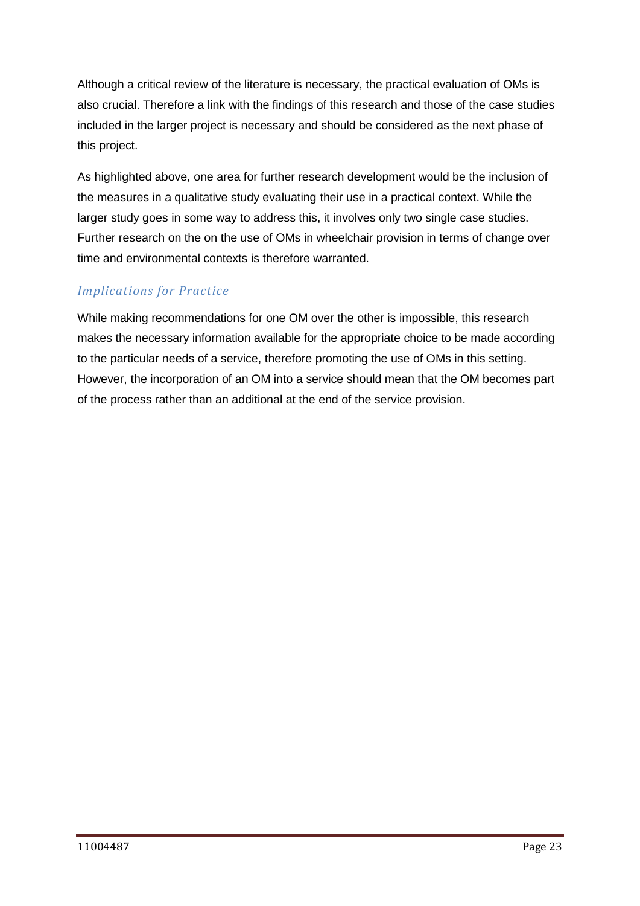Although a critical review of the literature is necessary, the practical evaluation of OMs is also crucial. Therefore a link with the findings of this research and those of the case studies included in the larger project is necessary and should be considered as the next phase of this project.

As highlighted above, one area for further research development would be the inclusion of the measures in a qualitative study evaluating their use in a practical context. While the larger study goes in some way to address this, it involves only two single case studies. Further research on the on the use of OMs in wheelchair provision in terms of change over time and environmental contexts is therefore warranted.

### *Implications for Practice*

While making recommendations for one OM over the other is impossible, this research makes the necessary information available for the appropriate choice to be made according to the particular needs of a service, therefore promoting the use of OMs in this setting. However, the incorporation of an OM into a service should mean that the OM becomes part of the process rather than an additional at the end of the service provision.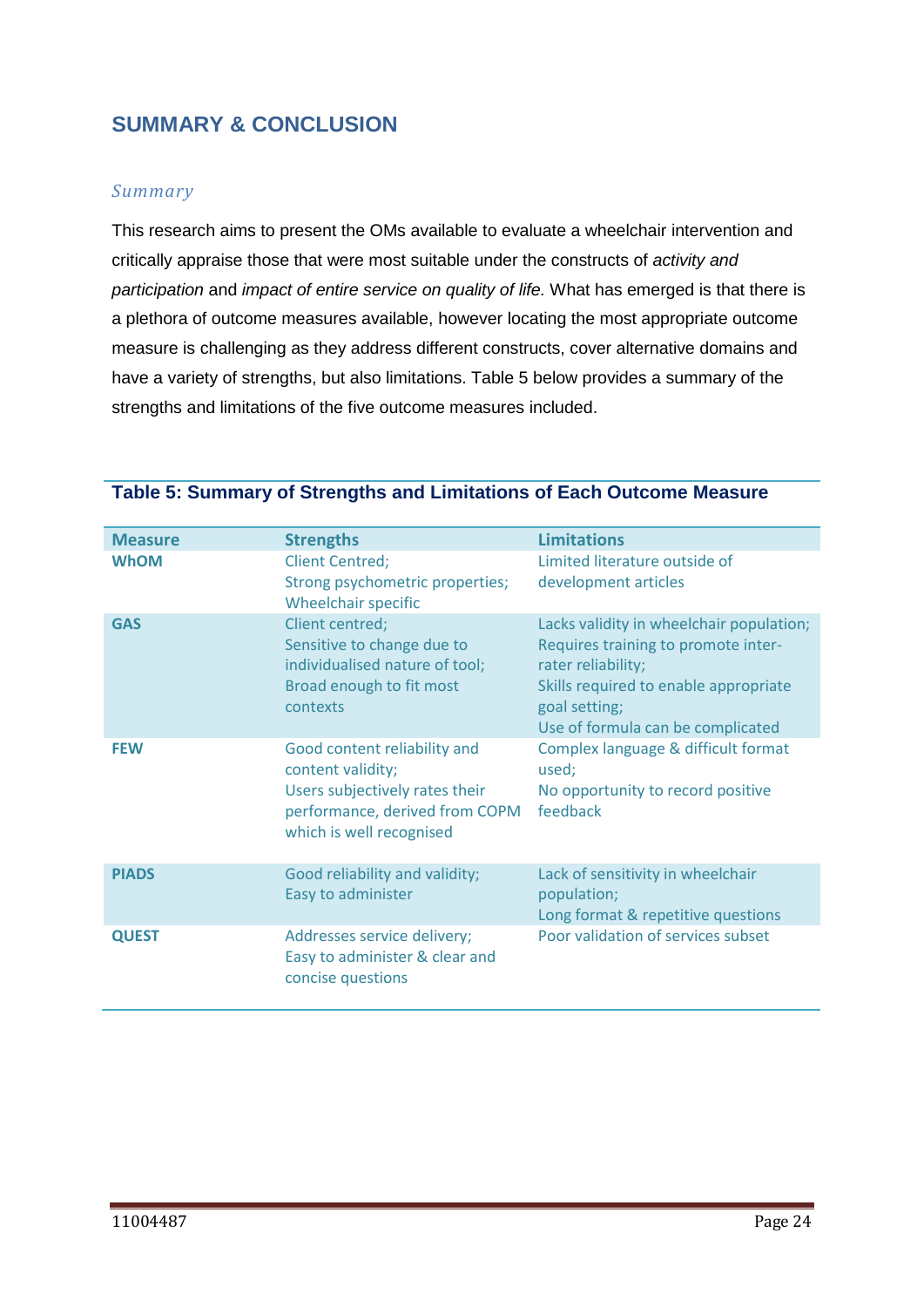## SUMMARY & CONCLUSION

### *Summary*

This research aims to present the OMs available to evaluate a wheelchair intervention and critically appraise those that were most suitable under the constructs of *activity and participation* and *impact of entire service on quality of life.* What has emerged is that there is a plethora of outcome measures available, however locating the most appropriate outcome measure is challenging as they address different constructs, cover alternative domains and have a variety of strengths, but also limitations. Table 5 below provides a summary of the strengths and limitations of the five outcome measures included.

**Table 5: Summary of Strengths and Limitations of Each Outcome Measure**

| Measure | Strengths | Limitations |
|---|---|---|
| **WhOM** | Client Centred; Strong psychometric properties; Wheelchair specific | Limited literature outside of development articles |
| **GAS** | Client centred; Sensitive to change due to individualised nature of tool; Broad enough to fit most contexts | Lacks validity in wheelchair population; Requires training to promote inter-rater reliability; Skills required to enable appropriate goal setting; Use of formula can be complicated |
| **FEW** | Good content reliability and content validity; Users subjectively rates their performance, derived from COPM which is well recognised | Complex language & difficult format used; No opportunity to record positive feedback |
| **PIADS** | Good reliability and validity; Easy to administer | Lack of sensitivity in wheelchair population; Long format & repetitive questions |
| **QUEST** | Addresses service delivery; Easy to administer & clear and concise questions | Poor validation of services subset |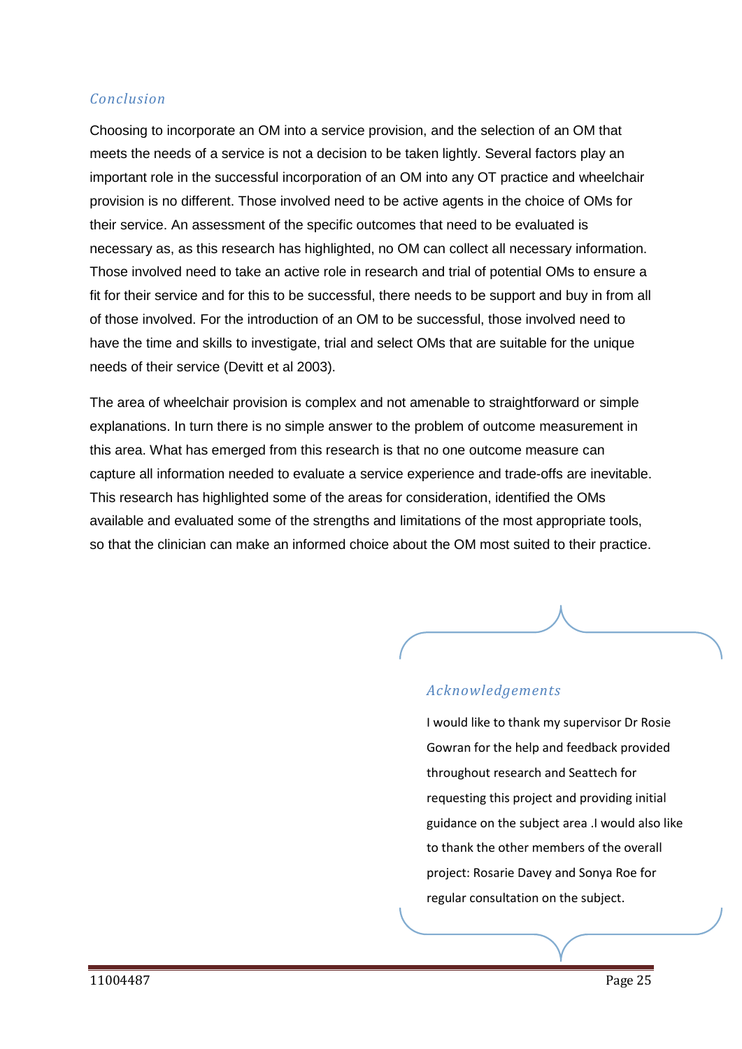## Conclusion

Choosing to incorporate an OM into a service provision, and the selection of an OM that meets the needs of a service is not a decision to be taken lightly. Several factors play an important role in the successful incorporation of an OM into any OT practice and wheelchair provision is no different. Those involved need to be active agents in the choice of OMs for their service. An assessment of the specific outcomes that need to be evaluated is necessary as, as this research has highlighted, no OM can collect all necessary information. Those involved need to take an active role in research and trial of potential OMs to ensure a fit for their service and for this to be successful, there needs to be support and buy in from all of those involved. For the introduction of an OM to be successful, those involved need to have the time and skills to investigate, trial and select OMs that are suitable for the unique needs of their service (Devitt et al 2003).

The area of wheelchair provision is complex and not amenable to straightforward or simple explanations. In turn there is no simple answer to the problem of outcome measurement in this area. What has emerged from this research is that no one outcome measure can capture all information needed to evaluate a service experience and trade-offs are inevitable. This research has highlighted some of the areas for consideration, identified the OMs available and evaluated some of the strengths and limitations of the most appropriate tools, so that the clinician can make an informed choice about the OM most suited to their practice.

## Acknowledgements

I would like to thank my supervisor Dr Rosie Gowran for the help and feedback provided throughout research and Seattech for requesting this project and providing initial guidance on the subject area .I would also like to thank the other members of the overall project: Rosarie Davey and Sonya Roe for regular consultation on the subject.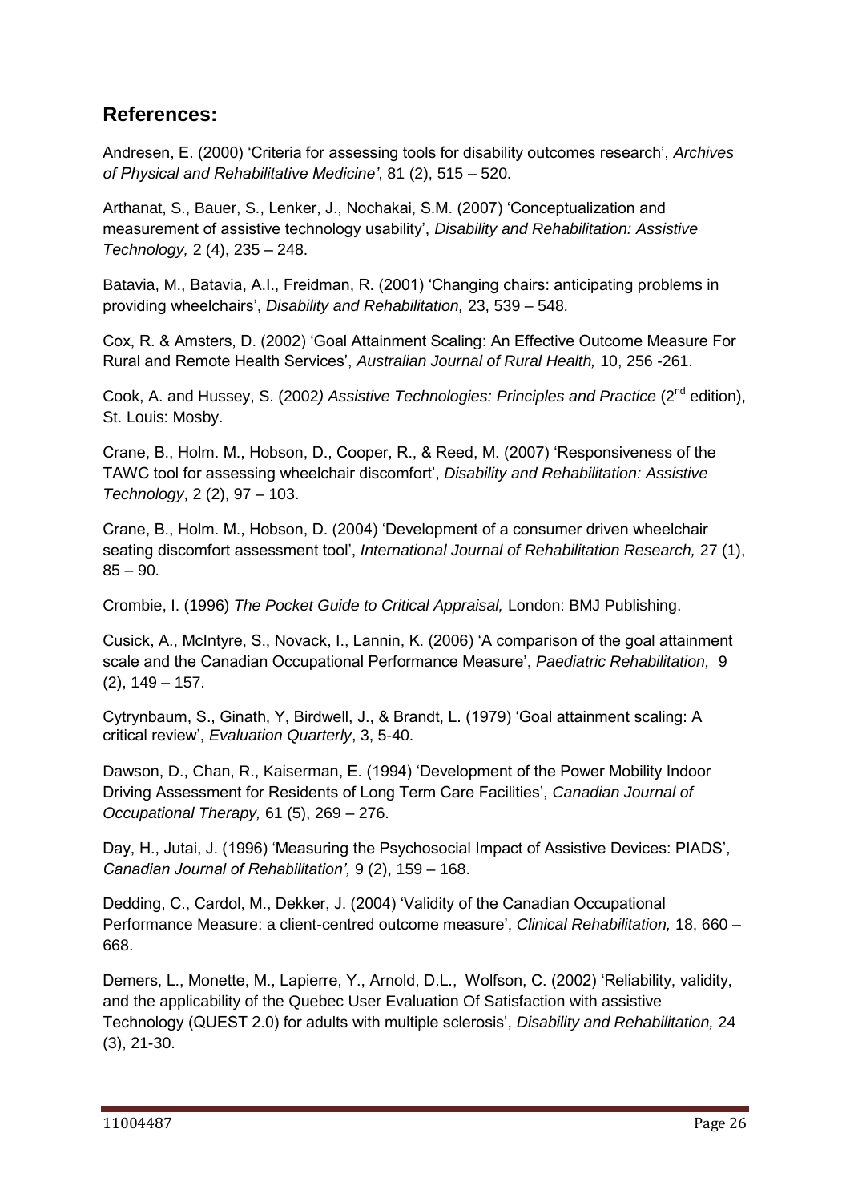## References:

Andresen, E. (2000) 'Criteria for assessing tools for disability outcomes research', *Archives of Physical and Rehabilitative Medicine'*, 81 (2), 515 – 520.

Arthanat, S., Bauer, S., Lenker, J., Nochakai, S.M. (2007) 'Conceptualization and measurement of assistive technology usability', *Disability and Rehabilitation: Assistive Technology,* 2 (4), 235 – 248.

Batavia, M., Batavia, A.I., Freidman, R. (2001) 'Changing chairs: anticipating problems in providing wheelchairs', *Disability and Rehabilitation,* 23, 539 – 548.

Cox, R. & Amsters, D. (2002) 'Goal Attainment Scaling: An Effective Outcome Measure For Rural and Remote Health Services', *Australian Journal of Rural Health,* 10, 256 -261.

Cook, A. and Hussey, S. (2002*) Assistive Technologies: Principles and Practice* (2nd edition), St. Louis: Mosby.

Crane, B., Holm. M., Hobson, D., Cooper, R., & Reed, M. (2007) 'Responsiveness of the TAWC tool for assessing wheelchair discomfort', *Disability and Rehabilitation: Assistive Technology*, 2 (2), 97 – 103.

Crane, B., Holm. M., Hobson, D. (2004) 'Development of a consumer driven wheelchair seating discomfort assessment tool', *International Journal of Rehabilitation Research,* 27 (1), 85 – 90.

Crombie, I. (1996) *The Pocket Guide to Critical Appraisal,* London: BMJ Publishing.

Cusick, A., McIntyre, S., Novack, I., Lannin, K. (2006) 'A comparison of the goal attainment scale and the Canadian Occupational Performance Measure', *Paediatric Rehabilitation,* 9 (2), 149 – 157.

Cytrynbaum, S., Ginath, Y, Birdwell, J., & Brandt, L. (1979) 'Goal attainment scaling: A critical review', *Evaluation Quarterly*, 3, 5-40.

Dawson, D., Chan, R., Kaiserman, E. (1994) 'Development of the Power Mobility Indoor Driving Assessment for Residents of Long Term Care Facilities', *Canadian Journal of Occupational Therapy,* 61 (5), 269 – 276.

Day, H., Jutai, J. (1996) 'Measuring the Psychosocial Impact of Assistive Devices: PIADS', *Canadian Journal of Rehabilitation',* 9 (2), 159 – 168.

Dedding, C., Cardol, M., Dekker, J. (2004) 'Validity of the Canadian Occupational Performance Measure: a client-centred outcome measure', *Clinical Rehabilitation,* 18, 660 – 668.

Demers, L., Monette, M., Lapierre, Y., Arnold, D.L., Wolfson, C. (2002) 'Reliability, validity, and the applicability of the Quebec User Evaluation Of Satisfaction with assistive Technology (QUEST 2.0) for adults with multiple sclerosis', *Disability and Rehabilitation,* 24 (3), 21-30.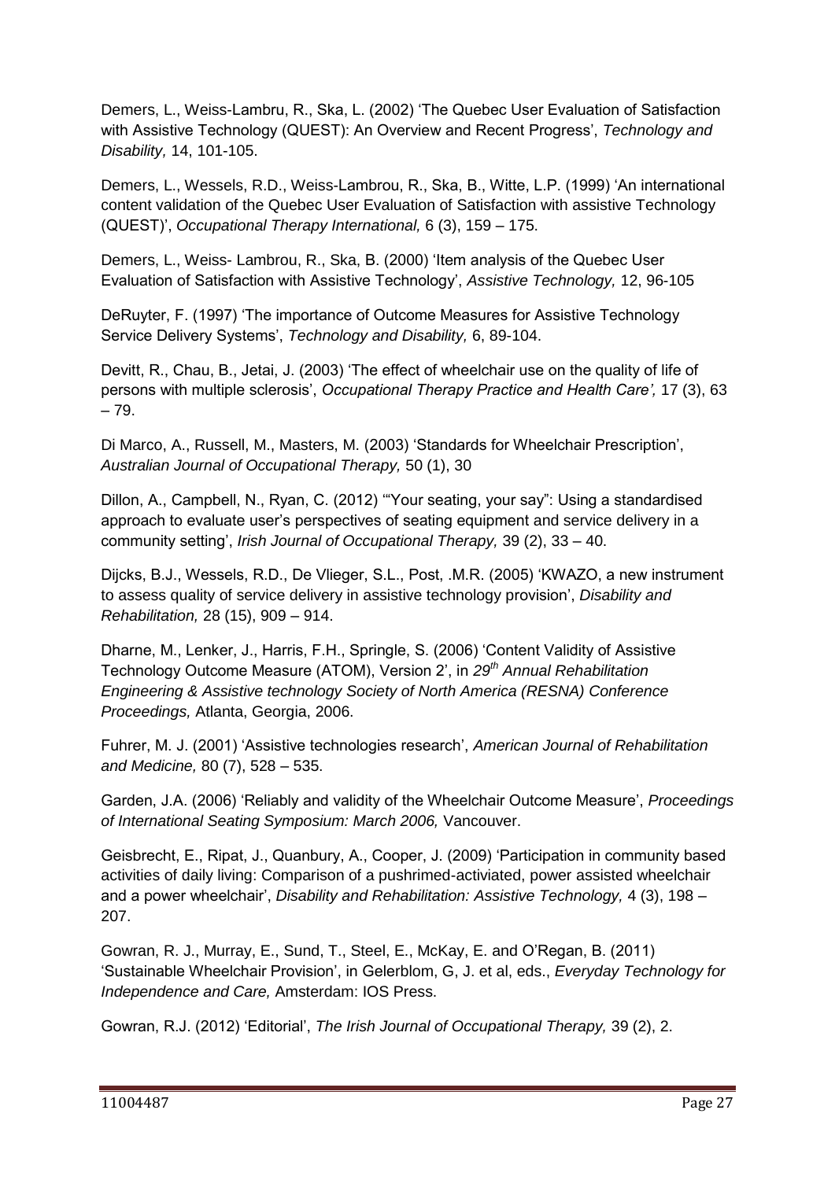Demers, L., Weiss-Lambru, R., Ska, L. (2002) 'The Quebec User Evaluation of Satisfaction with Assistive Technology (QUEST): An Overview and Recent Progress', *Technology and Disability,* 14, 101-105.

Demers, L., Wessels, R.D., Weiss-Lambrou, R., Ska, B., Witte, L.P. (1999) 'An international content validation of the Quebec User Evaluation of Satisfaction with assistive Technology (QUEST)', *Occupational Therapy International,* 6 (3), 159 – 175.

Demers, L., Weiss- Lambrou, R., Ska, B. (2000) 'Item analysis of the Quebec User Evaluation of Satisfaction with Assistive Technology', *Assistive Technology,* 12, 96-105

DeRuyter, F. (1997) 'The importance of Outcome Measures for Assistive Technology Service Delivery Systems', *Technology and Disability,* 6, 89-104.

Devitt, R., Chau, B., Jetai, J. (2003) 'The effect of wheelchair use on the quality of life of persons with multiple sclerosis', *Occupational Therapy Practice and Health Care',* 17 (3), 63 – 79.

Di Marco, A., Russell, M., Masters, M. (2003) 'Standards for Wheelchair Prescription', *Australian Journal of Occupational Therapy,* 50 (1), 30

Dillon, A., Campbell, N., Ryan, C. (2012) '"Your seating, your say": Using a standardised approach to evaluate user's perspectives of seating equipment and service delivery in a community setting', *Irish Journal of Occupational Therapy,* 39 (2), 33 – 40.

Dijcks, B.J., Wessels, R.D., De Vlieger, S.L., Post, .M.R. (2005) 'KWAZO, a new instrument to assess quality of service delivery in assistive technology provision', *Disability and Rehabilitation,* 28 (15), 909 – 914.

Dharne, M., Lenker, J., Harris, F.H., Springle, S. (2006) 'Content Validity of Assistive Technology Outcome Measure (ATOM), Version 2', in *29th Annual Rehabilitation Engineering & Assistive technology Society of North America (RESNA) Conference Proceedings,* Atlanta, Georgia, 2006.

Fuhrer, M. J. (2001) 'Assistive technologies research', *American Journal of Rehabilitation and Medicine,* 80 (7), 528 – 535.

Garden, J.A. (2006) 'Reliably and validity of the Wheelchair Outcome Measure', *Proceedings of International Seating Symposium: March 2006,* Vancouver.

Geisbrecht, E., Ripat, J., Quanbury, A., Cooper, J. (2009) 'Participation in community based activities of daily living: Comparison of a pushrimed-activiated, power assisted wheelchair and a power wheelchair', *Disability and Rehabilitation: Assistive Technology,* 4 (3), 198 – 207.

Gowran, R. J., Murray, E., Sund, T., Steel, E., McKay, E. and O'Regan, B. (2011) 'Sustainable Wheelchair Provision', in Gelerblom, G, J. et al, eds., *Everyday Technology for Independence and Care,* Amsterdam: IOS Press.

Gowran, R.J. (2012) 'Editorial', *The Irish Journal of Occupational Therapy,* 39 (2), 2.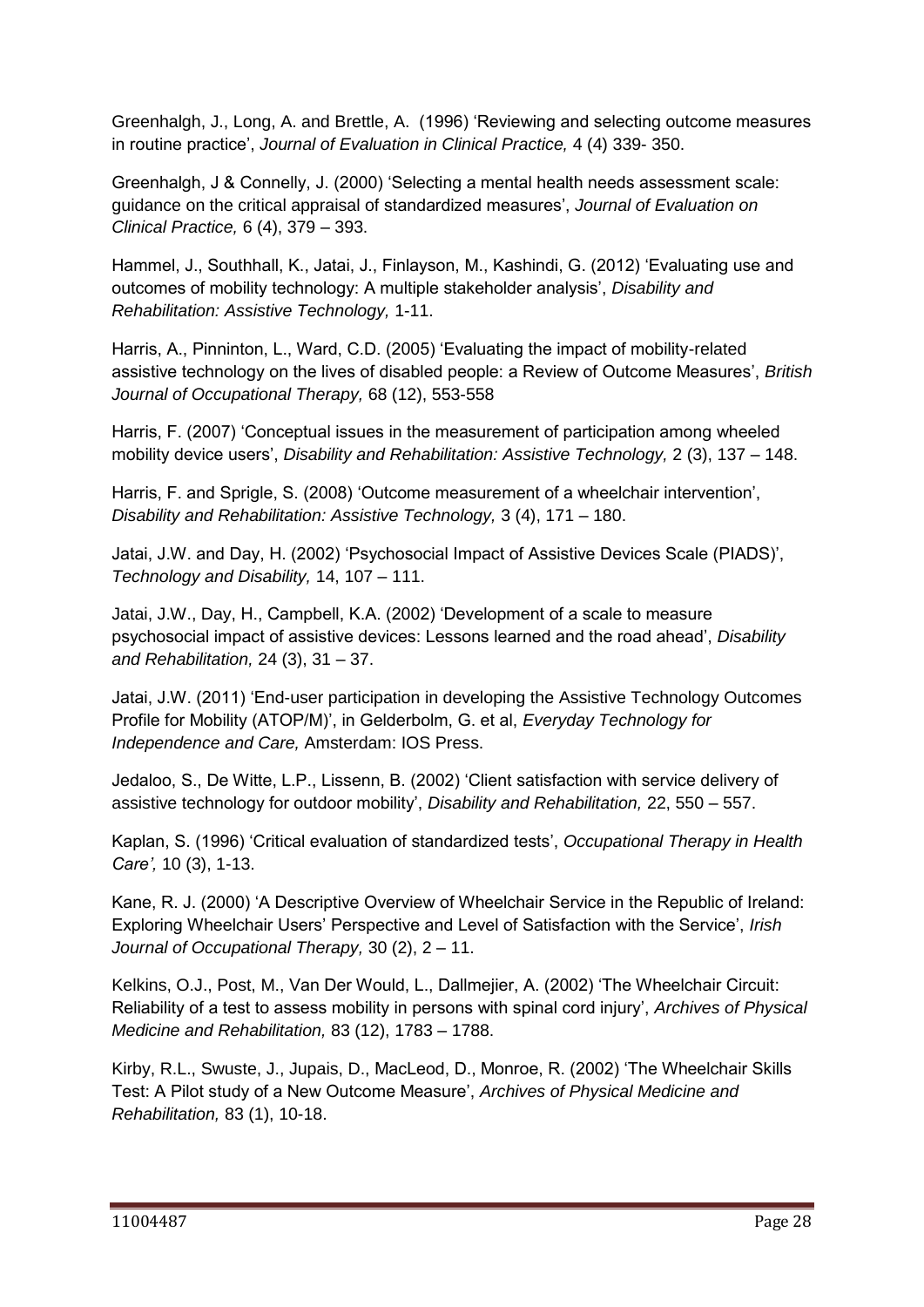Greenhalgh, J., Long, A. and Brettle, A. (1996) 'Reviewing and selecting outcome measures in routine practice', *Journal of Evaluation in Clinical Practice,* 4 (4) 339- 350.

Greenhalgh, J & Connelly, J. (2000) 'Selecting a mental health needs assessment scale: guidance on the critical appraisal of standardized measures', *Journal of Evaluation on Clinical Practice,* 6 (4), 379 – 393.

Hammel, J., Southhall, K., Jatai, J., Finlayson, M., Kashindi, G. (2012) 'Evaluating use and outcomes of mobility technology: A multiple stakeholder analysis', *Disability and Rehabilitation: Assistive Technology,* 1-11.

Harris, A., Pinninton, L., Ward, C.D. (2005) 'Evaluating the impact of mobility-related assistive technology on the lives of disabled people: a Review of Outcome Measures', *British Journal of Occupational Therapy,* 68 (12), 553-558

Harris, F. (2007) 'Conceptual issues in the measurement of participation among wheeled mobility device users', *Disability and Rehabilitation: Assistive Technology,* 2 (3), 137 – 148.

Harris, F. and Sprigle, S. (2008) 'Outcome measurement of a wheelchair intervention', *Disability and Rehabilitation: Assistive Technology,* 3 (4), 171 – 180.

Jatai, J.W. and Day, H. (2002) 'Psychosocial Impact of Assistive Devices Scale (PIADS)', *Technology and Disability,* 14, 107 – 111.

Jatai, J.W., Day, H., Campbell, K.A. (2002) 'Development of a scale to measure psychosocial impact of assistive devices: Lessons learned and the road ahead', *Disability and Rehabilitation,* 24 (3), 31 – 37.

Jatai, J.W. (2011) 'End-user participation in developing the Assistive Technology Outcomes Profile for Mobility (ATOP/M)', in Gelderbolm, G. et al, *Everyday Technology for Independence and Care,* Amsterdam: IOS Press.

Jedaloo, S., De Witte, L.P., Lissenn, B. (2002) 'Client satisfaction with service delivery of assistive technology for outdoor mobility', *Disability and Rehabilitation,* 22, 550 – 557.

Kaplan, S. (1996) 'Critical evaluation of standardized tests', *Occupational Therapy in Health Care',* 10 (3), 1-13.

Kane, R. J. (2000) 'A Descriptive Overview of Wheelchair Service in the Republic of Ireland: Exploring Wheelchair Users' Perspective and Level of Satisfaction with the Service', *Irish Journal of Occupational Therapy,* 30 (2), 2 – 11.

Kelkins, O.J., Post, M., Van Der Would, L., Dallmejier, A. (2002) 'The Wheelchair Circuit: Reliability of a test to assess mobility in persons with spinal cord injury', *Archives of Physical Medicine and Rehabilitation,* 83 (12), 1783 – 1788.

Kirby, R.L., Swuste, J., Jupais, D., MacLeod, D., Monroe, R. (2002) 'The Wheelchair Skills Test: A Pilot study of a New Outcome Measure', *Archives of Physical Medicine and Rehabilitation,* 83 (1), 10-18.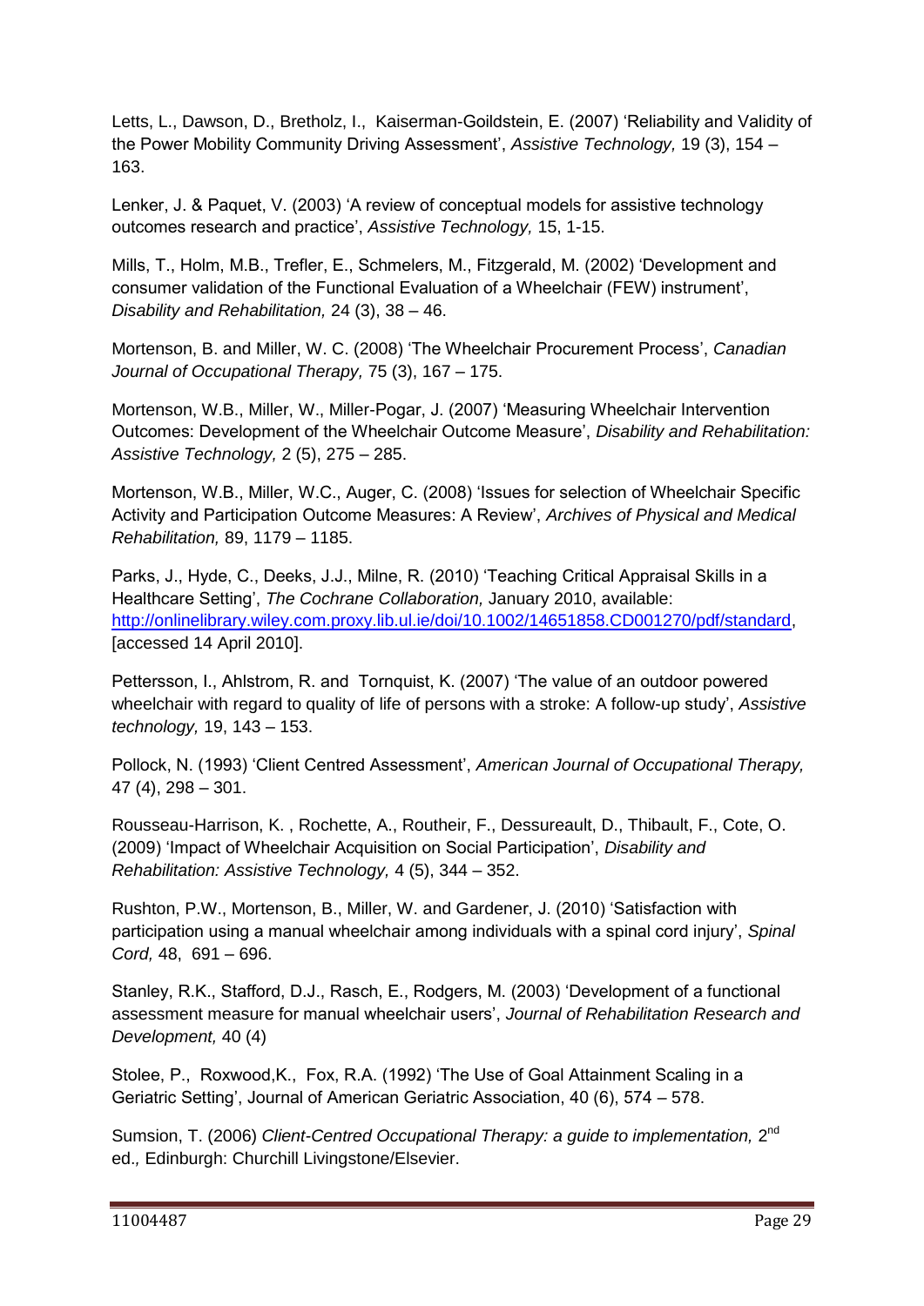Letts, L., Dawson, D., Bretholz, I., Kaiserman-Goildstein, E. (2007) 'Reliability and Validity of the Power Mobility Community Driving Assessment', *Assistive Technology,* 19 (3), 154 – 163.

Lenker, J. & Paquet, V. (2003) 'A review of conceptual models for assistive technology outcomes research and practice', *Assistive Technology,* 15, 1-15.

Mills, T., Holm, M.B., Trefler, E., Schmelers, M., Fitzgerald, M. (2002) 'Development and consumer validation of the Functional Evaluation of a Wheelchair (FEW) instrument', *Disability and Rehabilitation,* 24 (3), 38 – 46.

Mortenson, B. and Miller, W. C. (2008) 'The Wheelchair Procurement Process', *Canadian Journal of Occupational Therapy,* 75 (3), 167 – 175.

Mortenson, W.B., Miller, W., Miller-Pogar, J. (2007) 'Measuring Wheelchair Intervention Outcomes: Development of the Wheelchair Outcome Measure', *Disability and Rehabilitation: Assistive Technology,* 2 (5), 275 – 285.

Mortenson, W.B., Miller, W.C., Auger, C. (2008) 'Issues for selection of Wheelchair Specific Activity and Participation Outcome Measures: A Review', *Archives of Physical and Medical Rehabilitation,* 89, 1179 – 1185.

Parks, J., Hyde, C., Deeks, J.J., Milne, R. (2010) 'Teaching Critical Appraisal Skills in a Healthcare Setting', *The Cochrane Collaboration,* January 2010, available: http://onlinelibrary.wiley.com.proxy.lib.ul.ie/doi/10.1002/14651858.CD001270/pdf/standard, [accessed 14 April 2010].

Pettersson, I., Ahlstrom, R. and Tornquist, K. (2007) 'The value of an outdoor powered wheelchair with regard to quality of life of persons with a stroke: A follow-up study', *Assistive technology,* 19, 143 – 153.

Pollock, N. (1993) 'Client Centred Assessment', *American Journal of Occupational Therapy,* 47 (4), 298 – 301.

Rousseau-Harrison, K. , Rochette, A., Routheir, F., Dessureault, D., Thibault, F., Cote, O. (2009) 'Impact of Wheelchair Acquisition on Social Participation', *Disability and Rehabilitation: Assistive Technology,* 4 (5), 344 – 352.

Rushton, P.W., Mortenson, B., Miller, W. and Gardener, J. (2010) 'Satisfaction with participation using a manual wheelchair among individuals with a spinal cord injury', *Spinal Cord,* 48, 691 – 696.

Stanley, R.K., Stafford, D.J., Rasch, E., Rodgers, M. (2003) 'Development of a functional assessment measure for manual wheelchair users', *Journal of Rehabilitation Research and Development,* 40 (4)

Stolee, P., Roxwood,K., Fox, R.A. (1992) 'The Use of Goal Attainment Scaling in a Geriatric Setting', Journal of American Geriatric Association, 40 (6), 574 – 578.

Sumsion, T. (2006) *Client-Centred Occupational Therapy: a guide to implementation,* 2nd ed.*,* Edinburgh: Churchill Livingstone/Elsevier.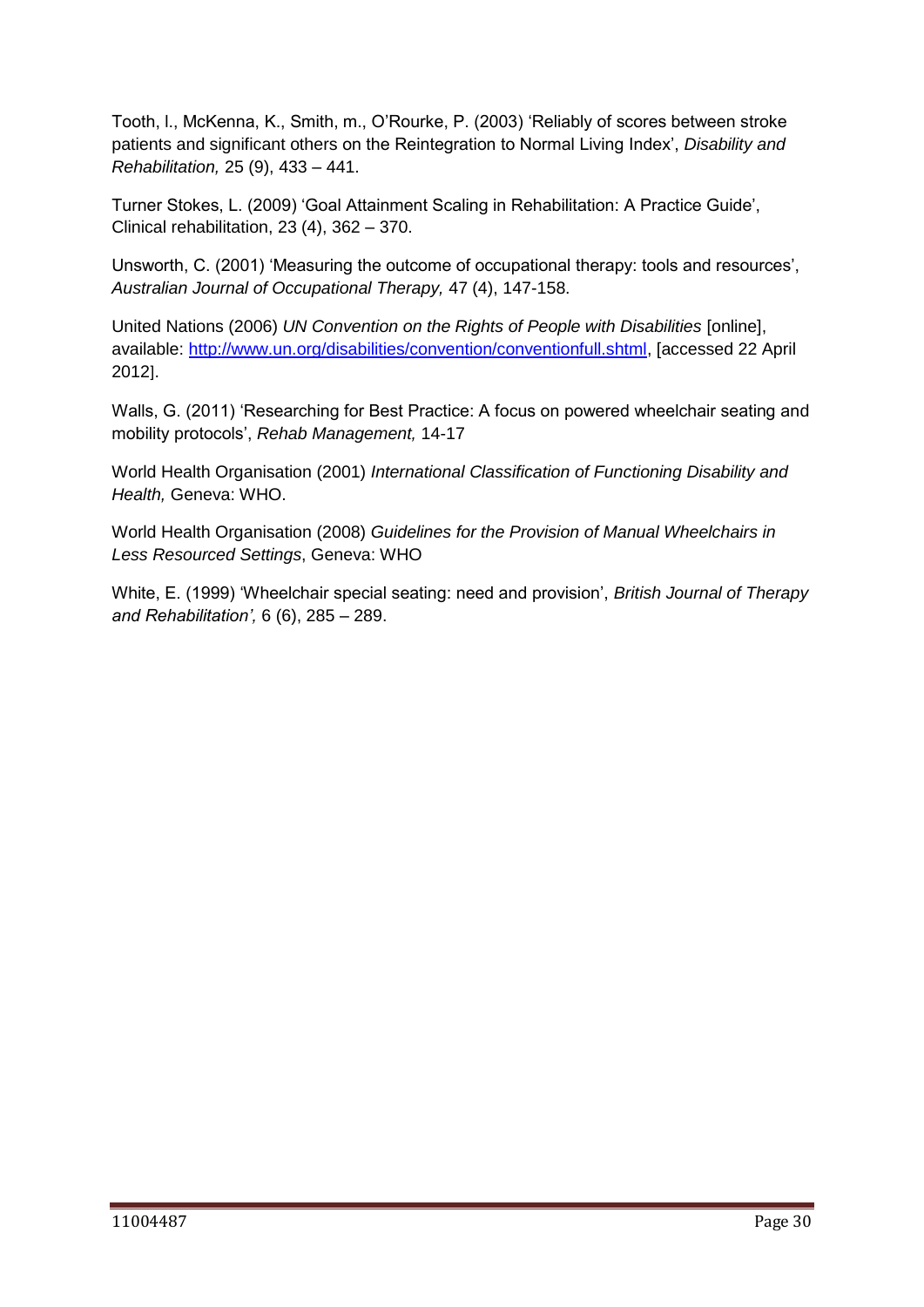Tooth, l., McKenna, K., Smith, m., O'Rourke, P. (2003) 'Reliably of scores between stroke patients and significant others on the Reintegration to Normal Living Index', *Disability and Rehabilitation,* 25 (9), 433 – 441.

Turner Stokes, L. (2009) 'Goal Attainment Scaling in Rehabilitation: A Practice Guide', Clinical rehabilitation, 23 (4), 362 – 370.

Unsworth, C. (2001) 'Measuring the outcome of occupational therapy: tools and resources', *Australian Journal of Occupational Therapy,* 47 (4), 147-158.

United Nations (2006) *UN Convention on the Rights of People with Disabilities* [online], available: [http://www.un.org/disabilities/convention/conventionfull.shtml](http://www.un.org/disabilities/convention/conventionfull.shtml), [accessed 22 April 2012].

Walls, G. (2011) 'Researching for Best Practice: A focus on powered wheelchair seating and mobility protocols', *Rehab Management,* 14-17

World Health Organisation (2001) *International Classification of Functioning Disability and Health,* Geneva: WHO.

World Health Organisation (2008) *Guidelines for the Provision of Manual Wheelchairs in Less Resourced Settings*, Geneva: WHO

White, E. (1999) 'Wheelchair special seating: need and provision', *British Journal of Therapy and Rehabilitation',* 6 (6), 285 – 289.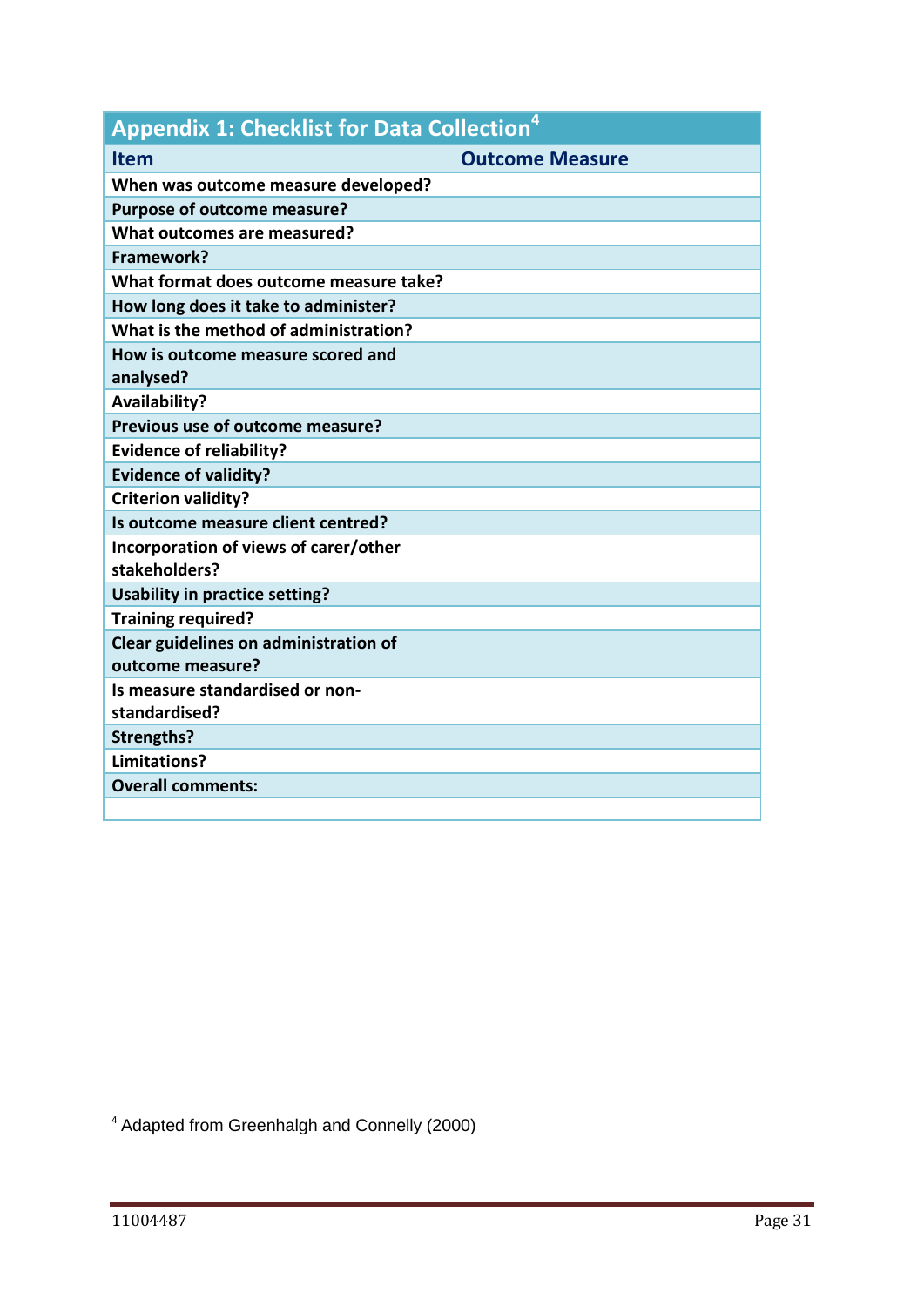## Appendix 1: Checklist for Data Collection[4]

| Item | Outcome Measure |
|---|---|
| **When was outcome measure developed?** | |
| **Purpose of outcome measure?** | |
| **What outcomes are measured?** | |
| **Framework?** | |
| **What format does outcome measure take?** | |
| **How long does it take to administer?** | |
| **What is the method of administration?** | |
| **How is outcome measure scored and analysed?** | |
| **Availability?** | |
| **Previous use of outcome measure?** | |
| **Evidence of reliability?** | |
| **Evidence of validity?** | |
| **Criterion validity?** | |
| **Is outcome measure client centred?** | |
| **Incorporation of views of carer/other stakeholders?** | |
| **Usability in practice setting?** | |
| **Training required?** | |
| **Clear guidelines on administration of outcome measure?** | |
| **Is measure standardised or non-standardised?** | |
| **Strengths?** | |
| **Limitations?** | |
| **Overall comments:** | |
| | |

[4] Adapted from Greenhalgh and Connelly (2000)